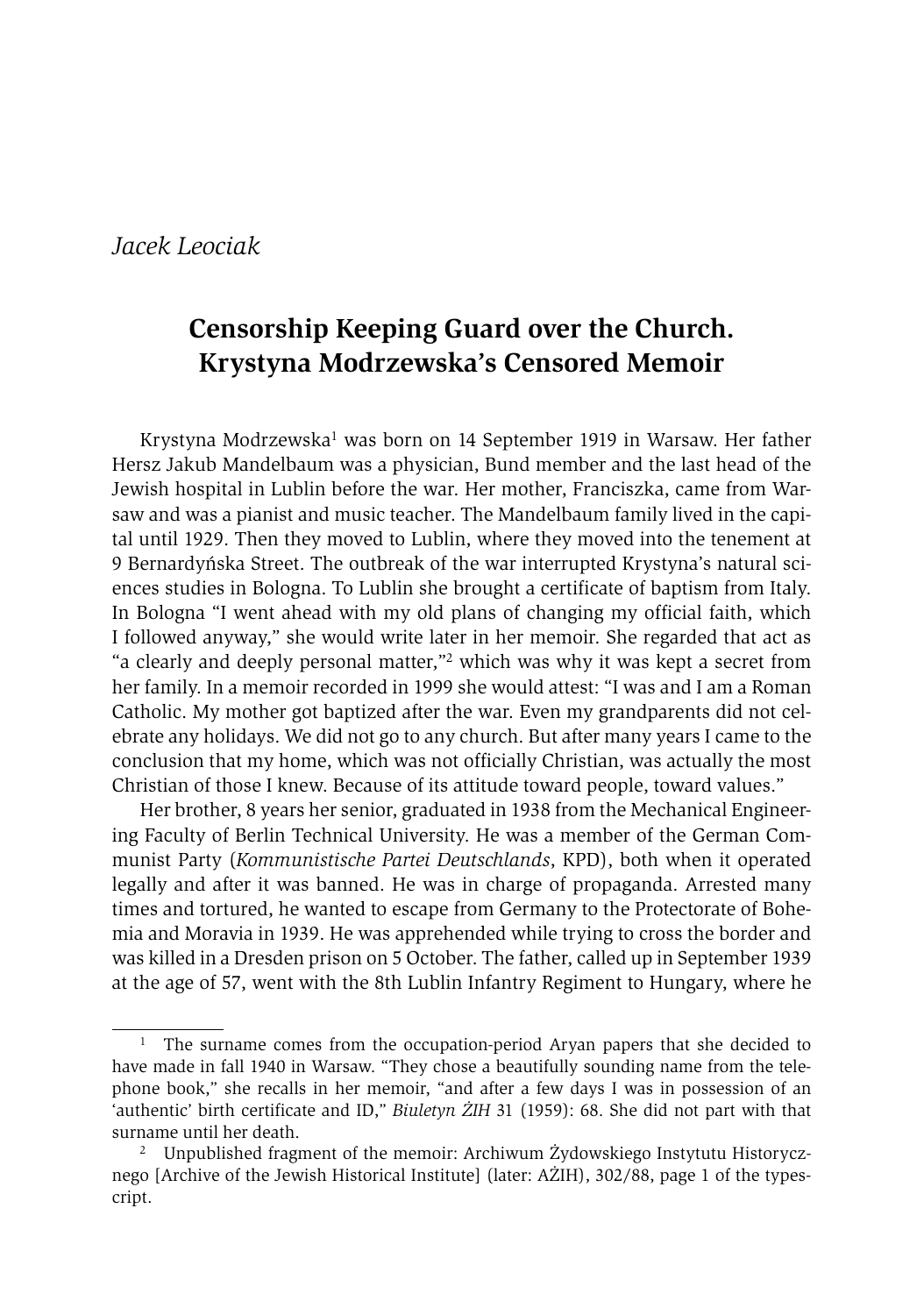*Jacek Leociak*

# Censorship Keeping Guard over the Church. Krystyna Modrzewska's Censored Memoir

Krystyna Modrzewska[1] was born on 14 September 1919 in Warsaw. Her father Hersz Jakub Mandelbaum was a physician, Bund member and the last head of the Jewish hospital in Lublin before the war. Her mother, Franciszka, came from Warsaw and was a pianist and music teacher. The Mandelbaum family lived in the capital until 1929. Then they moved to Lublin, where they moved into the tenement at 9 Bernardyńska Street. The outbreak of the war interrupted Krystyna's natural sciences studies in Bologna. To Lublin she brought a certificate of baptism from Italy. In Bologna "I went ahead with my old plans of changing my official faith, which I followed anyway," she would write later in her memoir. She regarded that act as "a clearly and deeply personal matter,"[2] which was why it was kept a secret from her family. In a memoir recorded in 1999 she would attest: "I was and I am a Roman Catholic. My mother got baptized after the war. Even my grandparents did not celebrate any holidays. We did not go to any church. But after many years I came to the conclusion that my home, which was not officially Christian, was actually the most Christian of those I knew. Because of its attitude toward people, toward values."

Her brother, 8 years her senior, graduated in 1938 from the Mechanical Engineering Faculty of Berlin Technical University. He was a member of the German Communist Party (*Kommunistische Partei Deutschlands*, KPD), both when it operated legally and after it was banned. He was in charge of propaganda. Arrested many times and tortured, he wanted to escape from Germany to the Protectorate of Bohemia and Moravia in 1939. He was apprehended while trying to cross the border and was killed in a Dresden prison on 5 October. The father, called up in September 1939 at the age of 57, went with the 8th Lublin Infantry Regiment to Hungary, where he

---

[1] The surname comes from the occupation-period Aryan papers that she decided to have made in fall 1940 in Warsaw. "They chose a beautifully sounding name from the telephone book," she recalls in her memoir, "and after a few days I was in possession of an 'authentic' birth certificate and ID," *Biuletyn ŻIH* 31 (1959): 68. She did not part with that surname until her death.

[2] Unpublished fragment of the memoir: Archiwum Żydowskiego Instytutu Historycznego [Archive of the Jewish Historical Institute] (later: AŻIH), 302/88, page 1 of the typescript.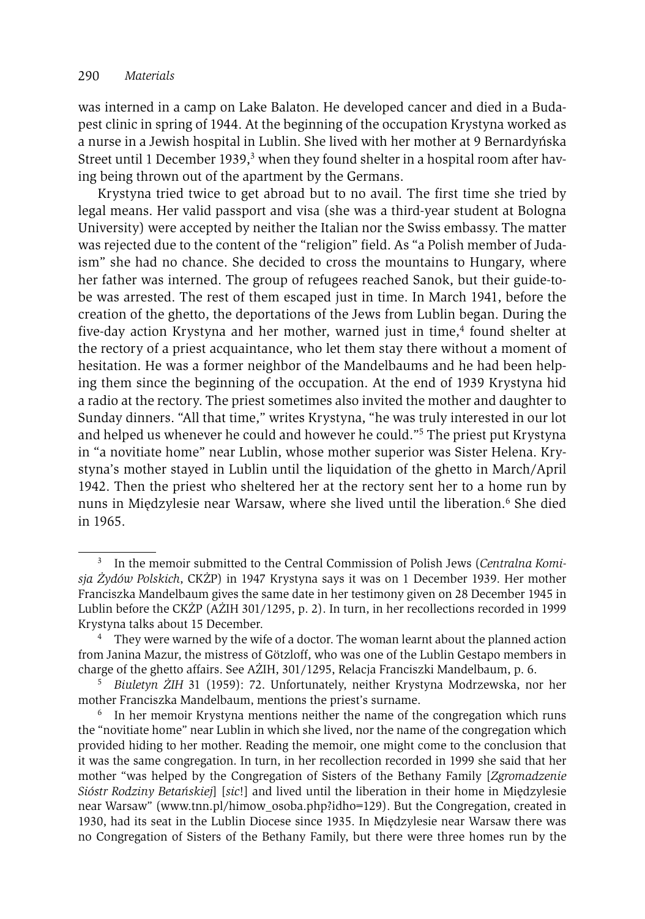was interned in a camp on Lake Balaton. He developed cancer and died in a Budapest clinic in spring of 1944. At the beginning of the occupation Krystyna worked as a nurse in a Jewish hospital in Lublin. She lived with her mother at 9 Bernardyńska Street until 1 December 1939,[3] when they found shelter in a hospital room after having being thrown out of the apartment by the Germans.

Krystyna tried twice to get abroad but to no avail. The first time she tried by legal means. Her valid passport and visa (she was a third-year student at Bologna University) were accepted by neither the Italian nor the Swiss embassy. The matter was rejected due to the content of the "religion" field. As "a Polish member of Judaism" she had no chance. She decided to cross the mountains to Hungary, where her father was interned. The group of refugees reached Sanok, but their guide-to-be was arrested. The rest of them escaped just in time. In March 1941, before the creation of the ghetto, the deportations of the Jews from Lublin began. During the five-day action Krystyna and her mother, warned just in time,[4] found shelter at the rectory of a priest acquaintance, who let them stay there without a moment of hesitation. He was a former neighbor of the Mandelbaums and he had been helping them since the beginning of the occupation. At the end of 1939 Krystyna hid a radio at the rectory. The priest sometimes also invited the mother and daughter to Sunday dinners. "All that time," writes Krystyna, "he was truly interested in our lot and helped us whenever he could and however he could."[5] The priest put Krystyna in "a novitiate home" near Lublin, whose mother superior was Sister Helena. Krystyna's mother stayed in Lublin until the liquidation of the ghetto in March/April 1942. Then the priest who sheltered her at the rectory sent her to a home run by nuns in Międzylesie near Warsaw, where she lived until the liberation.[6] She died in 1965.

---

[3] In the memoir submitted to the Central Commission of Polish Jews (*Centralna Komisja Żydów Polskich*, CKŻP) in 1947 Krystyna says it was on 1 December 1939. Her mother Franciszka Mandelbaum gives the same date in her testimony given on 28 December 1945 in Lublin before the CKŻP (AŻIH 301/1295, p. 2). In turn, in her recollections recorded in 1999 Krystyna talks about 15 December.

[4] They were warned by the wife of a doctor. The woman learnt about the planned action from Janina Mazur, the mistress of Götzloff, who was one of the Lublin Gestapo members in charge of the ghetto affairs. See AŻIH, 301/1295, Relacja Franciszki Mandelbaum, p. 6.

[5] *Biuletyn ŻIH* 31 (1959): 72. Unfortunately, neither Krystyna Modrzewska, nor her mother Franciszka Mandelbaum, mentions the priest's surname.

[6] In her memoir Krystyna mentions neither the name of the congregation which runs the "novitiate home" near Lublin in which she lived, nor the name of the congregation which provided hiding to her mother. Reading the memoir, one might come to the conclusion that it was the same congregation. In turn, in her recollection recorded in 1999 she said that her mother "was helped by the Congregation of Sisters of the Bethany Family [*Zgromadzenie Sióstr Rodziny Betańskiej*] [*sic*!] and lived until the liberation in their home in Międzylesie near Warsaw" (www.tnn.pl/himow_osoba.php?idho=129). But the Congregation, created in 1930, had its seat in the Lublin Diocese since 1935. In Międzylesie near Warsaw there was no Congregation of Sisters of the Bethany Family, but there were three homes run by the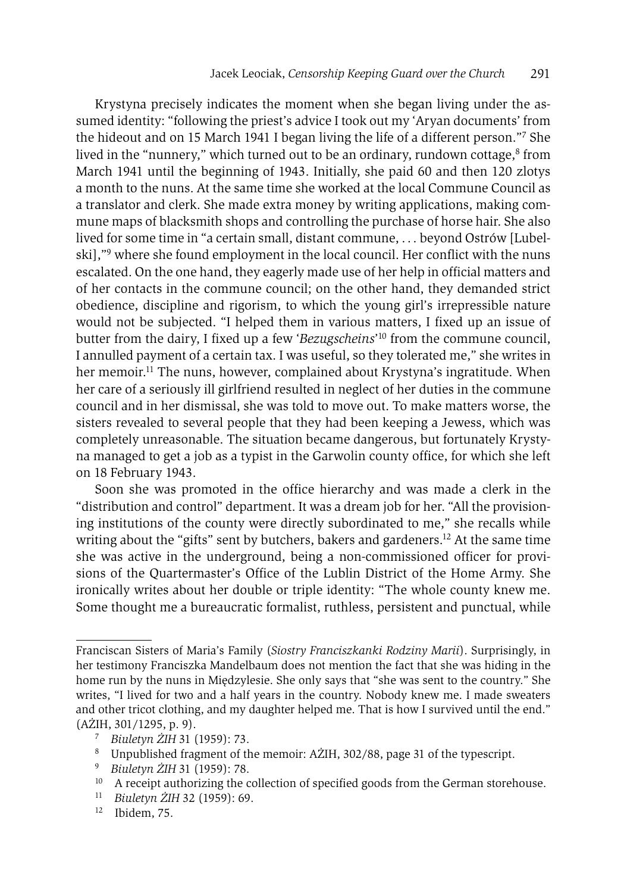Krystyna precisely indicates the moment when she began living under the assumed identity: "following the priest's advice I took out my 'Aryan documents' from the hideout and on 15 March 1941 I began living the life of a different person."[7] She lived in the "nunnery," which turned out to be an ordinary, rundown cottage,[8] from March 1941 until the beginning of 1943. Initially, she paid 60 and then 120 zlotys a month to the nuns. At the same time she worked at the local Commune Council as a translator and clerk. She made extra money by writing applications, making commune maps of blacksmith shops and controlling the purchase of horse hair. She also lived for some time in "a certain small, distant commune, . . . beyond Ostrów [Lubelski],"[9] where she found employment in the local council. Her conflict with the nuns escalated. On the one hand, they eagerly made use of her help in official matters and of her contacts in the commune council; on the other hand, they demanded strict obedience, discipline and rigorism, to which the young girl's irrepressible nature would not be subjected. "I helped them in various matters, I fixed up an issue of butter from the dairy, I fixed up a few '*Bezugscheins*'[10] from the commune council, I annulled payment of a certain tax. I was useful, so they tolerated me," she writes in her memoir.[11] The nuns, however, complained about Krystyna's ingratitude. When her care of a seriously ill girlfriend resulted in neglect of her duties in the commune council and in her dismissal, she was told to move out. To make matters worse, the sisters revealed to several people that they had been keeping a Jewess, which was completely unreasonable. The situation became dangerous, but fortunately Krystyna managed to get a job as a typist in the Garwolin county office, for which she left on 18 February 1943.

Soon she was promoted in the office hierarchy and was made a clerk in the "distribution and control" department. It was a dream job for her. "All the provisioning institutions of the county were directly subordinated to me," she recalls while writing about the "gifts" sent by butchers, bakers and gardeners.[12] At the same time she was active in the underground, being a non-commissioned officer for provisions of the Quartermaster's Office of the Lublin District of the Home Army. She ironically writes about her double or triple identity: "The whole county knew me. Some thought me a bureaucratic formalist, ruthless, persistent and punctual, while

---

Franciscan Sisters of Maria's Family (*Siostry Franciszkanki Rodziny Marii*). Surprisingly, in her testimony Franciszka Mandelbaum does not mention the fact that she was hiding in the home run by the nuns in Międzylesie. She only says that "she was sent to the country." She writes, "I lived for two and a half years in the country. Nobody knew me. I made sweaters and other tricot clothing, and my daughter helped me. That is how I survived until the end." (AŻIH, 301/1295, p. 9).

[7] *Biuletyn ŻIH* 31 (1959): 73.

[8] Unpublished fragment of the memoir: AŻIH, 302/88, page 31 of the typescript.

[9] *Biuletyn ŻIH* 31 (1959): 78.

[10] A receipt authorizing the collection of specified goods from the German storehouse.

[11] *Biuletyn ŻIH* 32 (1959): 69.

[12] Ibidem, 75.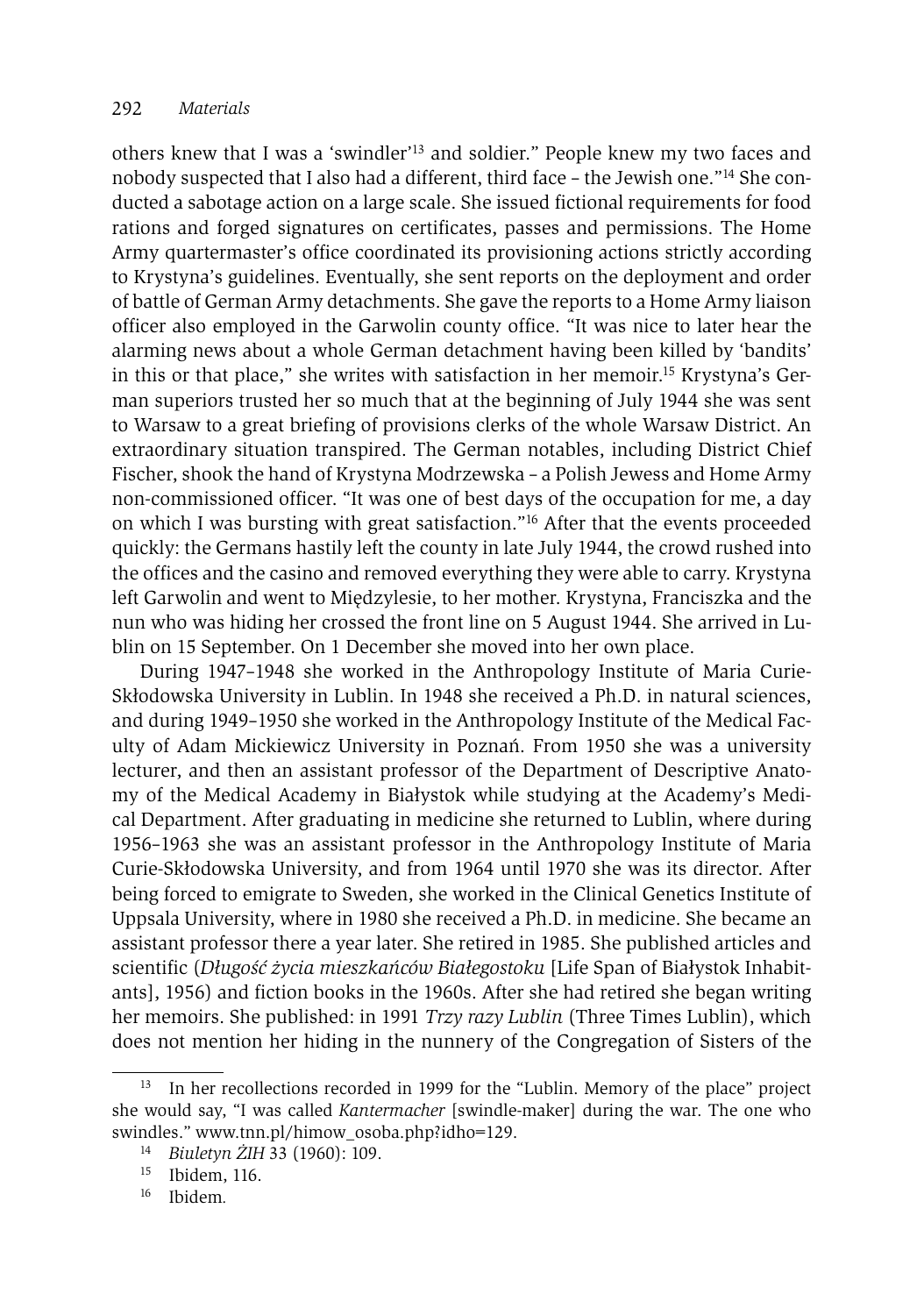others knew that I was a 'swindler'[13] and soldier." People knew my two faces and nobody suspected that I also had a different, third face – the Jewish one."[14] She conducted a sabotage action on a large scale. She issued fictional requirements for food rations and forged signatures on certificates, passes and permissions. The Home Army quartermaster's office coordinated its provisioning actions strictly according to Krystyna's guidelines. Eventually, she sent reports on the deployment and order of battle of German Army detachments. She gave the reports to a Home Army liaison officer also employed in the Garwolin county office. "It was nice to later hear the alarming news about a whole German detachment having been killed by 'bandits' in this or that place," she writes with satisfaction in her memoir.[15] Krystyna's German superiors trusted her so much that at the beginning of July 1944 she was sent to Warsaw to a great briefing of provisions clerks of the whole Warsaw District. An extraordinary situation transpired. The German notables, including District Chief Fischer, shook the hand of Krystyna Modrzewska – a Polish Jewess and Home Army non-commissioned officer. "It was one of best days of the occupation for me, a day on which I was bursting with great satisfaction."[16] After that the events proceeded quickly: the Germans hastily left the county in late July 1944, the crowd rushed into the offices and the casino and removed everything they were able to carry. Krystyna left Garwolin and went to Międzylesie, to her mother. Krystyna, Franciszka and the nun who was hiding her crossed the front line on 5 August 1944. She arrived in Lublin on 15 September. On 1 December she moved into her own place.

During 1947–1948 she worked in the Anthropology Institute of Maria Curie-Skłodowska University in Lublin. In 1948 she received a Ph.D. in natural sciences, and during 1949–1950 she worked in the Anthropology Institute of the Medical Faculty of Adam Mickiewicz University in Poznań. From 1950 she was a university lecturer, and then an assistant professor of the Department of Descriptive Anatomy of the Medical Academy in Białystok while studying at the Academy's Medical Department. After graduating in medicine she returned to Lublin, where during 1956–1963 she was an assistant professor in the Anthropology Institute of Maria Curie-Skłodowska University, and from 1964 until 1970 she was its director. After being forced to emigrate to Sweden, she worked in the Clinical Genetics Institute of Uppsala University, where in 1980 she received a Ph.D. in medicine. She became an assistant professor there a year later. She retired in 1985. She published articles and scientific (*Długość życia mieszkańców Białegostoku* [Life Span of Białystok Inhabitants], 1956) and fiction books in the 1960s. After she had retired she began writing her memoirs. She published: in 1991 *Trzy razy Lublin* (Three Times Lublin), which does not mention her hiding in the nunnery of the Congregation of Sisters of the

---

[13] In her recollections recorded in 1999 for the "Lublin. Memory of the place" project she would say, "I was called *Kantermacher* [swindle-maker] during the war. The one who swindles." www.tnn.pl/himow_osoba.php?idho=129.

[14] *Biuletyn ŻIH* 33 (1960): 109.

[15] Ibidem, 116.

[16] Ibidem.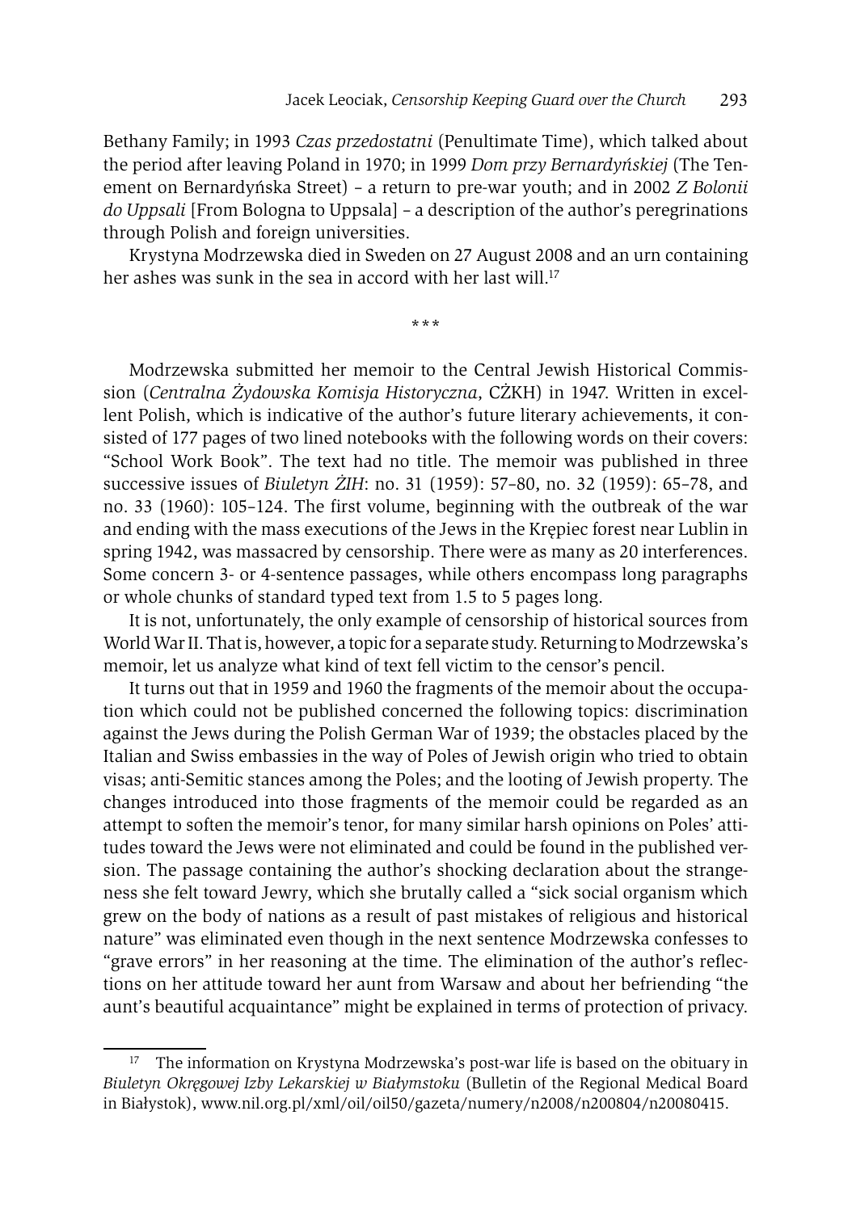Bethany Family; in 1993 *Czas przedostatni* (Penultimate Time), which talked about the period after leaving Poland in 1970; in 1999 *Dom przy Bernardyńskiej* (The Tenement on Bernardyńska Street) – a return to pre-war youth; and in 2002 *Z Bolonii do Uppsali* [From Bologna to Uppsala] – a description of the author's peregrinations through Polish and foreign universities.

Krystyna Modrzewska died in Sweden on 27 August 2008 and an urn containing her ashes was sunk in the sea in accord with her last will.[17]

\*\*\*

Modrzewska submitted her memoir to the Central Jewish Historical Commission (*Centralna Żydowska Komisja Historyczna*, CŻKH) in 1947. Written in excellent Polish, which is indicative of the author's future literary achievements, it consisted of 177 pages of two lined notebooks with the following words on their covers: "School Work Book". The text had no title. The memoir was published in three successive issues of *Biuletyn ŻIH*: no. 31 (1959): 57–80, no. 32 (1959): 65–78, and no. 33 (1960): 105–124. The first volume, beginning with the outbreak of the war and ending with the mass executions of the Jews in the Krępiec forest near Lublin in spring 1942, was massacred by censorship. There were as many as 20 interferences. Some concern 3- or 4-sentence passages, while others encompass long paragraphs or whole chunks of standard typed text from 1.5 to 5 pages long.

It is not, unfortunately, the only example of censorship of historical sources from World War II. That is, however, a topic for a separate study. Returning to Modrzewska's memoir, let us analyze what kind of text fell victim to the censor's pencil.

It turns out that in 1959 and 1960 the fragments of the memoir about the occupation which could not be published concerned the following topics: discrimination against the Jews during the Polish German War of 1939; the obstacles placed by the Italian and Swiss embassies in the way of Poles of Jewish origin who tried to obtain visas; anti-Semitic stances among the Poles; and the looting of Jewish property. The changes introduced into those fragments of the memoir could be regarded as an attempt to soften the memoir's tenor, for many similar harsh opinions on Poles' attitudes toward the Jews were not eliminated and could be found in the published version. The passage containing the author's shocking declaration about the strangeness she felt toward Jewry, which she brutally called a "sick social organism which grew on the body of nations as a result of past mistakes of religious and historical nature" was eliminated even though in the next sentence Modrzewska confesses to "grave errors" in her reasoning at the time. The elimination of the author's reflections on her attitude toward her aunt from Warsaw and about her befriending "the aunt's beautiful acquaintance" might be explained in terms of protection of privacy.

[17] The information on Krystyna Modrzewska's post-war life is based on the obituary in *Biuletyn Okręgowej Izby Lekarskiej w Białymstoku* (Bulletin of the Regional Medical Board in Białystok), www.nil.org.pl/xml/oil/oil50/gazeta/numery/n2008/n200804/n20080415.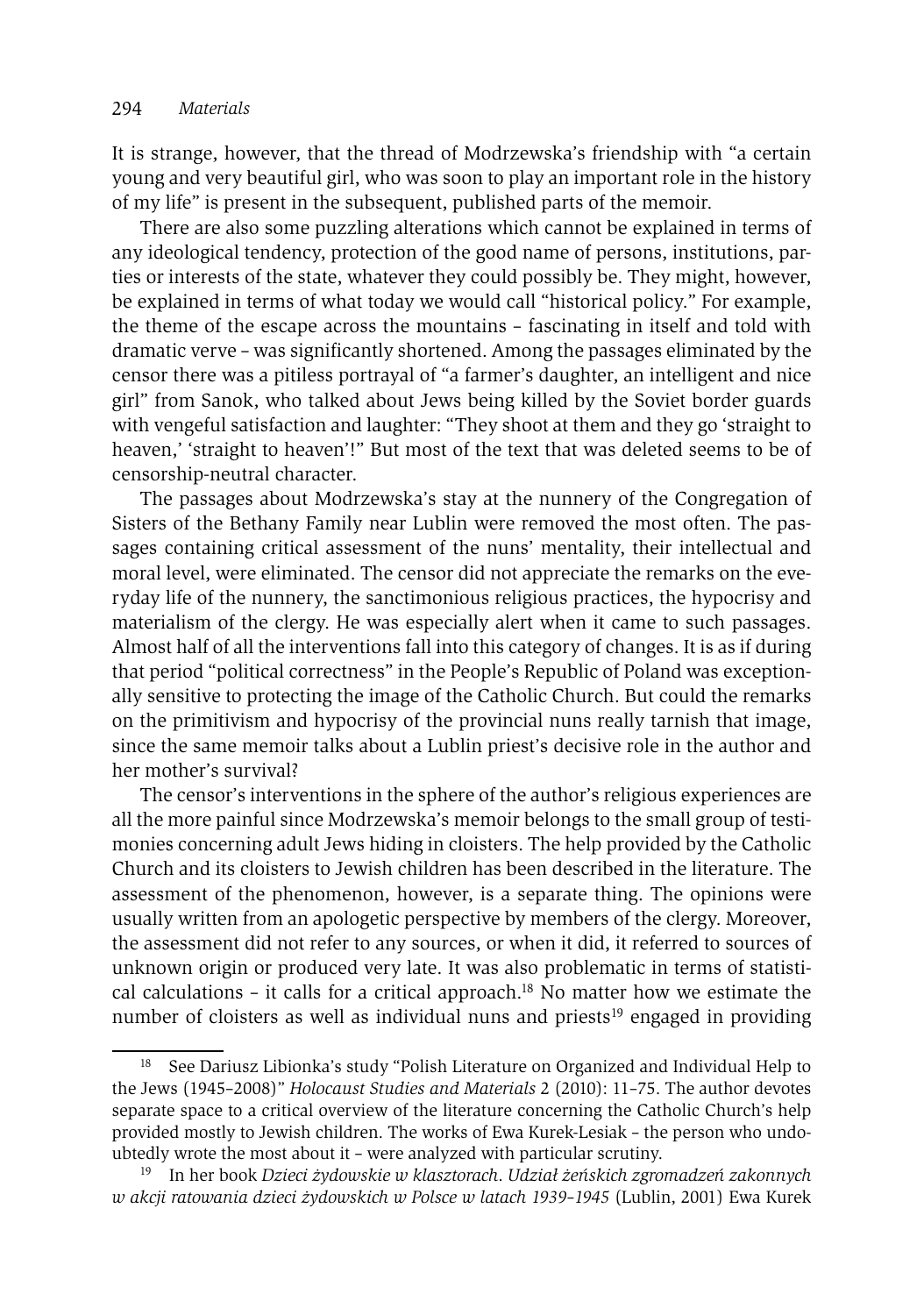It is strange, however, that the thread of Modrzewska's friendship with "a certain young and very beautiful girl, who was soon to play an important role in the history of my life" is present in the subsequent, published parts of the memoir.

There are also some puzzling alterations which cannot be explained in terms of any ideological tendency, protection of the good name of persons, institutions, parties or interests of the state, whatever they could possibly be. They might, however, be explained in terms of what today we would call "historical policy." For example, the theme of the escape across the mountains – fascinating in itself and told with dramatic verve – was significantly shortened. Among the passages eliminated by the censor there was a pitiless portrayal of "a farmer's daughter, an intelligent and nice girl" from Sanok, who talked about Jews being killed by the Soviet border guards with vengeful satisfaction and laughter: "They shoot at them and they go 'straight to heaven,' 'straight to heaven'!" But most of the text that was deleted seems to be of censorship-neutral character.

The passages about Modrzewska's stay at the nunnery of the Congregation of Sisters of the Bethany Family near Lublin were removed the most often. The passages containing critical assessment of the nuns' mentality, their intellectual and moral level, were eliminated. The censor did not appreciate the remarks on the everyday life of the nunnery, the sanctimonious religious practices, the hypocrisy and materialism of the clergy. He was especially alert when it came to such passages. Almost half of all the interventions fall into this category of changes. It is as if during that period "political correctness" in the People's Republic of Poland was exceptionally sensitive to protecting the image of the Catholic Church. But could the remarks on the primitivism and hypocrisy of the provincial nuns really tarnish that image, since the same memoir talks about a Lublin priest's decisive role in the author and her mother's survival?

The censor's interventions in the sphere of the author's religious experiences are all the more painful since Modrzewska's memoir belongs to the small group of testimonies concerning adult Jews hiding in cloisters. The help provided by the Catholic Church and its cloisters to Jewish children has been described in the literature. The assessment of the phenomenon, however, is a separate thing. The opinions were usually written from an apologetic perspective by members of the clergy. Moreover, the assessment did not refer to any sources, or when it did, it referred to sources of unknown origin or produced very late. It was also problematic in terms of statistical calculations – it calls for a critical approach.[18] No matter how we estimate the number of cloisters as well as individual nuns and priests[19] engaged in providing

[18] See Dariusz Libionka's study "Polish Literature on Organized and Individual Help to the Jews (1945–2008)" *Holocaust Studies and Materials* 2 (2010): 11–75. The author devotes separate space to a critical overview of the literature concerning the Catholic Church's help provided mostly to Jewish children. The works of Ewa Kurek-Lesiak – the person who undoubtedly wrote the most about it – were analyzed with particular scrutiny.

[19] In her book *Dzieci żydowskie w klasztorach. Udział żeńskich zgromadzeń zakonnych w akcji ratowania dzieci żydowskich w Polsce w latach 1939–1945* (Lublin, 2001) Ewa Kurek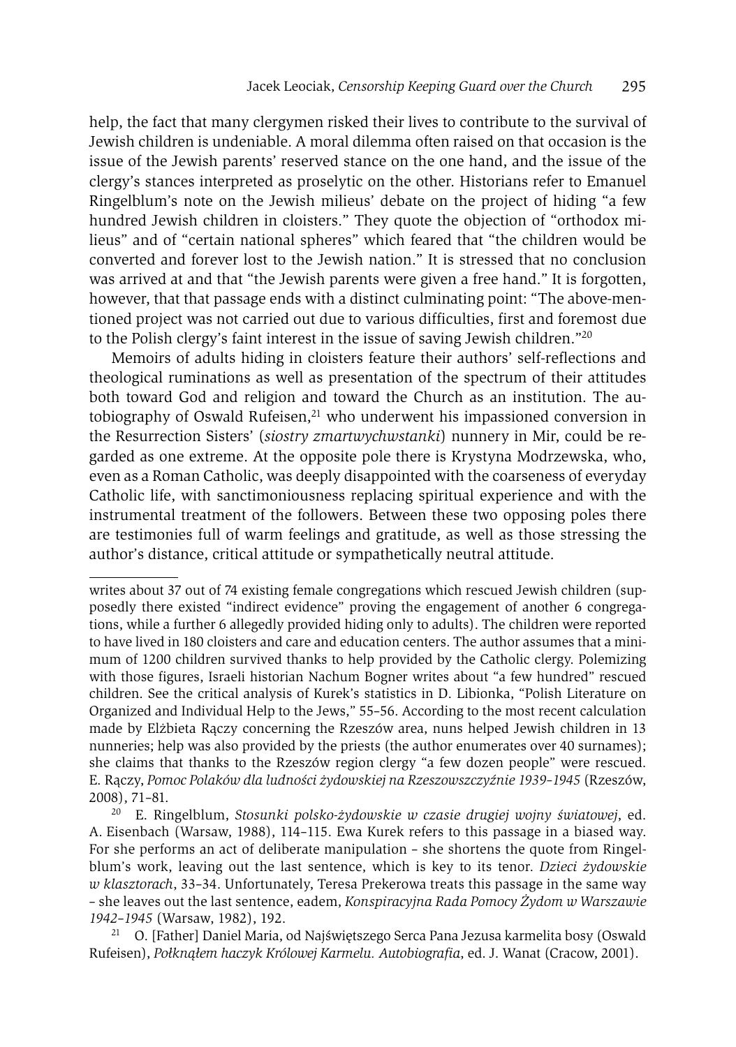help, the fact that many clergymen risked their lives to contribute to the survival of Jewish children is undeniable. A moral dilemma often raised on that occasion is the issue of the Jewish parents' reserved stance on the one hand, and the issue of the clergy's stances interpreted as proselytic on the other. Historians refer to Emanuel Ringelblum's note on the Jewish milieus' debate on the project of hiding "a few hundred Jewish children in cloisters." They quote the objection of "orthodox milieus" and of "certain national spheres" which feared that "the children would be converted and forever lost to the Jewish nation." It is stressed that no conclusion was arrived at and that "the Jewish parents were given a free hand." It is forgotten, however, that that passage ends with a distinct culminating point: "The above-mentioned project was not carried out due to various difficulties, first and foremost due to the Polish clergy's faint interest in the issue of saving Jewish children."[20]

Memoirs of adults hiding in cloisters feature their authors' self-reflections and theological ruminations as well as presentation of the spectrum of their attitudes both toward God and religion and toward the Church as an institution. The autobiography of Oswald Rufeisen,[21] who underwent his impassioned conversion in the Resurrection Sisters' (*siostry zmartwychwstanki*) nunnery in Mir, could be regarded as one extreme. At the opposite pole there is Krystyna Modrzewska, who, even as a Roman Catholic, was deeply disappointed with the coarseness of everyday Catholic life, with sanctimoniousness replacing spiritual experience and with the instrumental treatment of the followers. Between these two opposing poles there are testimonies full of warm feelings and gratitude, as well as those stressing the author's distance, critical attitude or sympathetically neutral attitude.

---

writes about 37 out of 74 existing female congregations which rescued Jewish children (supposedly there existed "indirect evidence" proving the engagement of another 6 congregations, while a further 6 allegedly provided hiding only to adults). The children were reported to have lived in 180 cloisters and care and education centers. The author assumes that a minimum of 1200 children survived thanks to help provided by the Catholic clergy. Polemizing with those figures, Israeli historian Nachum Bogner writes about "a few hundred" rescued children. See the critical analysis of Kurek's statistics in D. Libionka, "Polish Literature on Organized and Individual Help to the Jews," 55–56. According to the most recent calculation made by Elżbieta Rączy concerning the Rzeszów area, nuns helped Jewish children in 13 nunneries; help was also provided by the priests (the author enumerates over 40 surnames); she claims that thanks to the Rzeszów region clergy "a few dozen people" were rescued. E. Rączy, *Pomoc Polaków dla ludności żydowskiej na Rzeszowszczyźnie 1939–1945* (Rzeszów, 2008), 71–81.

[20] E. Ringelblum, *Stosunki polsko-żydowskie w czasie drugiej wojny światowej*, ed. A. Eisenbach (Warsaw, 1988), 114–115. Ewa Kurek refers to this passage in a biased way. For she performs an act of deliberate manipulation – she shortens the quote from Ringelblum's work, leaving out the last sentence, which is key to its tenor. *Dzieci żydowskie w klasztorach*, 33–34. Unfortunately, Teresa Prekerowa treats this passage in the same way – she leaves out the last sentence, eadem, *Konspiracyjna Rada Pomocy Żydom w Warszawie 1942–1945* (Warsaw, 1982), 192.

[21] O. [Father] Daniel Maria, od Najświętszego Serca Pana Jezusa karmelita bosy (Oswald Rufeisen), *Połknąłem haczyk Królowej Karmelu. Autobiografia*, ed. J. Wanat (Cracow, 2001).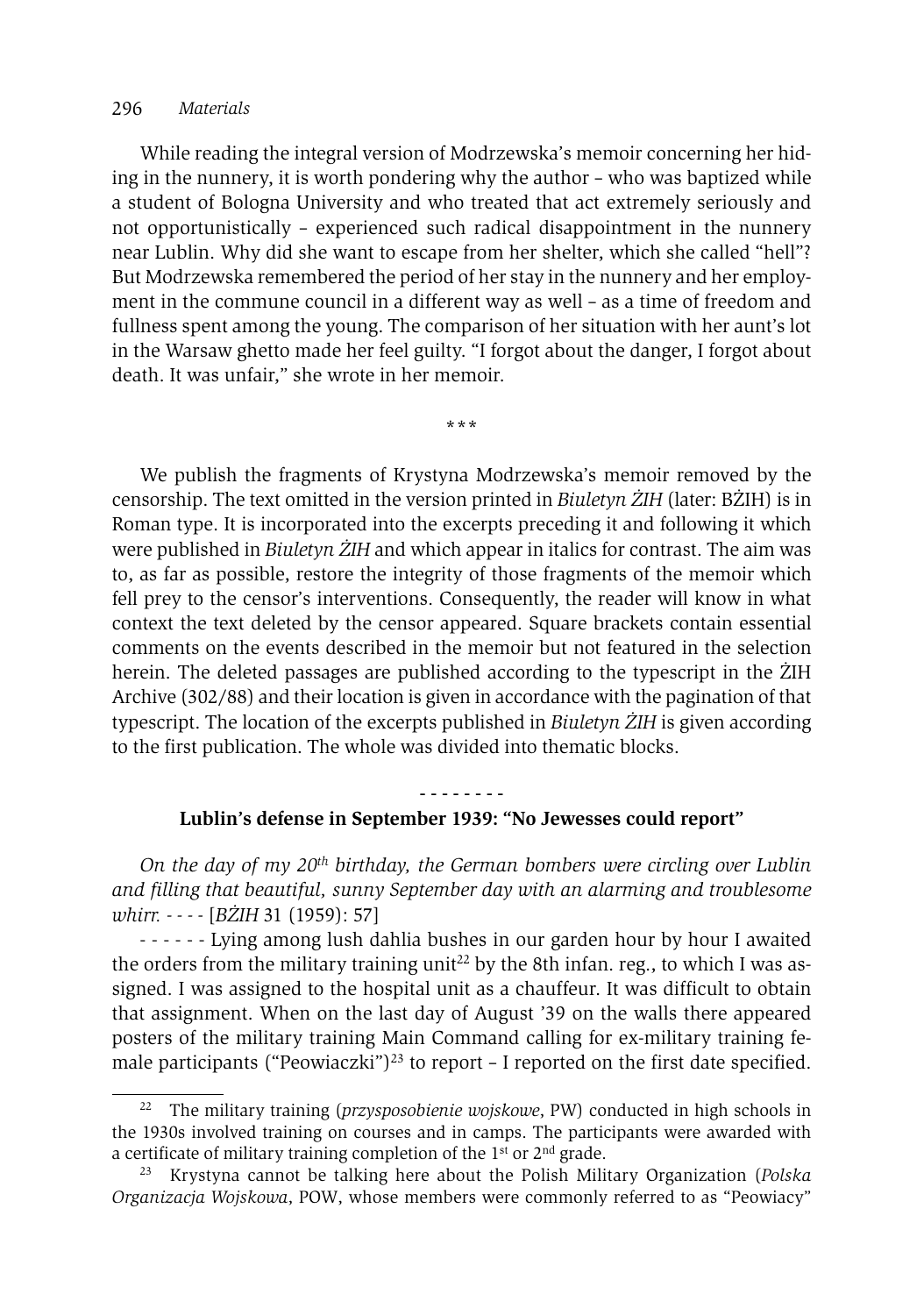While reading the integral version of Modrzewska's memoir concerning her hiding in the nunnery, it is worth pondering why the author – who was baptized while a student of Bologna University and who treated that act extremely seriously and not opportunistically – experienced such radical disappointment in the nunnery near Lublin. Why did she want to escape from her shelter, which she called "hell"? But Modrzewska remembered the period of her stay in the nunnery and her employment in the commune council in a different way as well – as a time of freedom and fullness spent among the young. The comparison of her situation with her aunt's lot in the Warsaw ghetto made her feel guilty. "I forgot about the danger, I forgot about death. It was unfair," she wrote in her memoir.

\*\*\*

We publish the fragments of Krystyna Modrzewska's memoir removed by the censorship. The text omitted in the version printed in *Biuletyn ŻIH* (later: BŻIH) is in Roman type. It is incorporated into the excerpts preceding it and following it which were published in *Biuletyn ŻIH* and which appear in italics for contrast. The aim was to, as far as possible, restore the integrity of those fragments of the memoir which fell prey to the censor's interventions. Consequently, the reader will know in what context the text deleted by the censor appeared. Square brackets contain essential comments on the events described in the memoir but not featured in the selection herein. The deleted passages are published according to the typescript in the ŻIH Archive (302/88) and their location is given in accordance with the pagination of that typescript. The location of the excerpts published in *Biuletyn ŻIH* is given according to the first publication. The whole was divided into thematic blocks.

\- - - - - - - -

### Lublin's defense in September 1939: "No Jewesses could report"

*On the day of my 20th birthday, the German bombers were circling over Lublin and filling that beautiful, sunny September day with an alarming and troublesome whirr.* - - - - [*BŻIH* 31 (1959): 57]

\- - - - - - Lying among lush dahlia bushes in our garden hour by hour I awaited the orders from the military training unit[22] by the 8th infan. reg., to which I was assigned. I was assigned to the hospital unit as a chauffeur. It was difficult to obtain that assignment. When on the last day of August '39 on the walls there appeared posters of the military training Main Command calling for ex-military training female participants ("Peowiaczki")[23] to report – I reported on the first date specified.

[22] The military training (*przysposobienie wojskowe*, PW) conducted in high schools in the 1930s involved training on courses and in camps. The participants were awarded with a certificate of military training completion of the 1st or 2nd grade.

[23] Krystyna cannot be talking here about the Polish Military Organization (*Polska Organizacja Wojskowa*, POW, whose members were commonly referred to as "Peowiacy"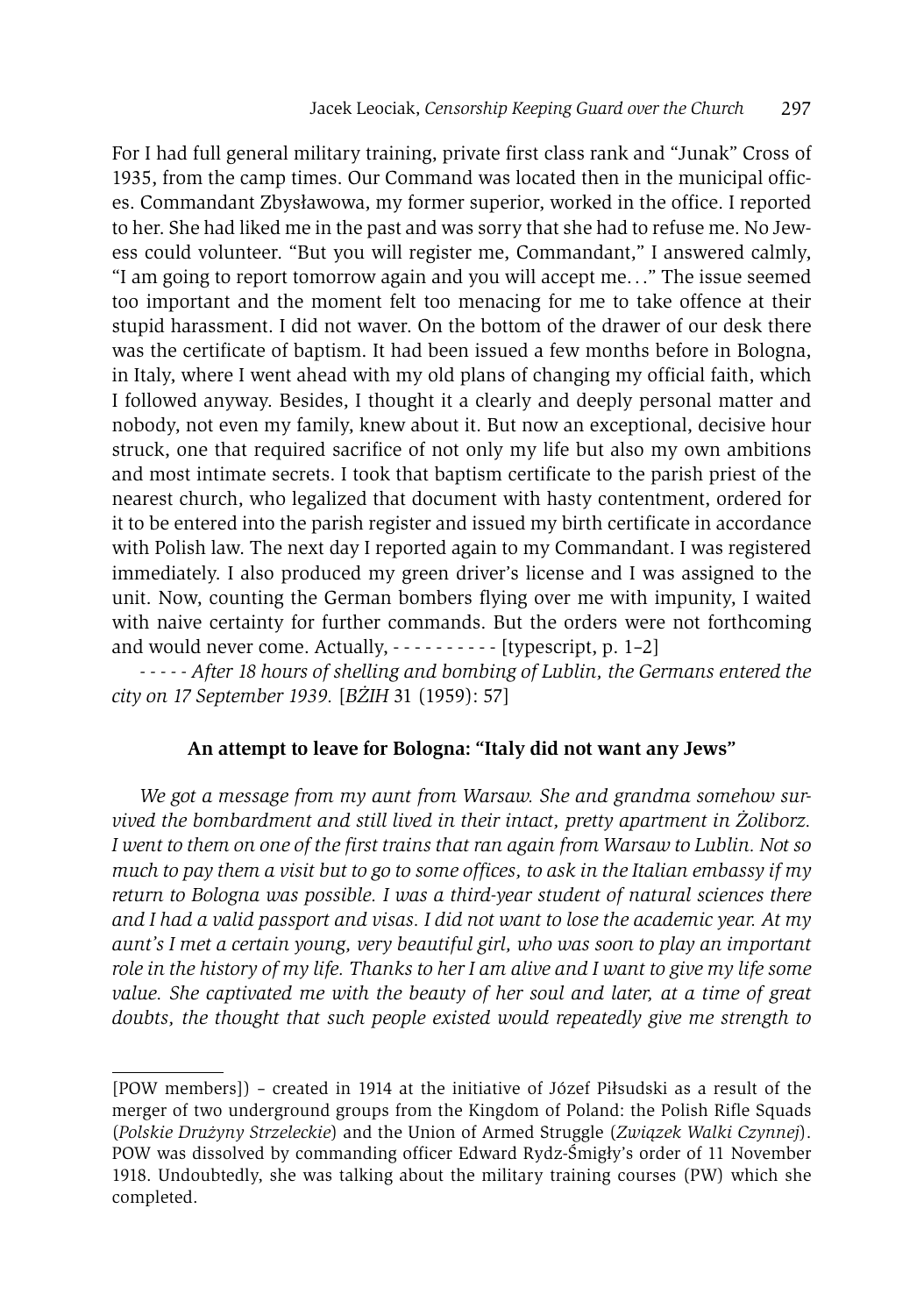For I had full general military training, private first class rank and "Junak" Cross of 1935, from the camp times. Our Command was located then in the municipal offices. Commandant Zbysławowa, my former superior, worked in the office. I reported to her. She had liked me in the past and was sorry that she had to refuse me. No Jewess could volunteer. "But you will register me, Commandant," I answered calmly, "I am going to report tomorrow again and you will accept me..." The issue seemed too important and the moment felt too menacing for me to take offence at their stupid harassment. I did not waver. On the bottom of the drawer of our desk there was the certificate of baptism. It had been issued a few months before in Bologna, in Italy, where I went ahead with my old plans of changing my official faith, which I followed anyway. Besides, I thought it a clearly and deeply personal matter and nobody, not even my family, knew about it. But now an exceptional, decisive hour struck, one that required sacrifice of not only my life but also my own ambitions and most intimate secrets. I took that baptism certificate to the parish priest of the nearest church, who legalized that document with hasty contentment, ordered for it to be entered into the parish register and issued my birth certificate in accordance with Polish law. The next day I reported again to my Commandant. I was registered immediately. I also produced my green driver's license and I was assigned to the unit. Now, counting the German bombers flying over me with impunity, I waited with naive certainty for further commands. But the orders were not forthcoming and would never come. Actually, - - - - - - - - - - [typescript, p. 1–2]

*- - - - - After 18 hours of shelling and bombing of Lublin, the Germans entered the city on 17 September 1939.* [*BŻIH* 31 (1959): 57]

### An attempt to leave for Bologna: "Italy did not want any Jews"

*We got a message from my aunt from Warsaw. She and grandma somehow survived the bombardment and still lived in their intact, pretty apartment in Żoliborz. I went to them on one of the first trains that ran again from Warsaw to Lublin. Not so much to pay them a visit but to go to some offices, to ask in the Italian embassy if my return to Bologna was possible. I was a third-year student of natural sciences there and I had a valid passport and visas. I did not want to lose the academic year. At my aunt's I met a certain young, very beautiful girl, who was soon to play an important role in the history of my life. Thanks to her I am alive and I want to give my life some value. She captivated me with the beauty of her soul and later, at a time of great doubts, the thought that such people existed would repeatedly give me strength to*

---

[POW members]) – created in 1914 at the initiative of Józef Piłsudski as a result of the merger of two underground groups from the Kingdom of Poland: the Polish Rifle Squads (*Polskie Drużyny Strzeleckie*) and the Union of Armed Struggle (*Związek Walki Czynnej*). POW was dissolved by commanding officer Edward Rydz-Śmigły's order of 11 November 1918. Undoubtedly, she was talking about the military training courses (PW) which she completed.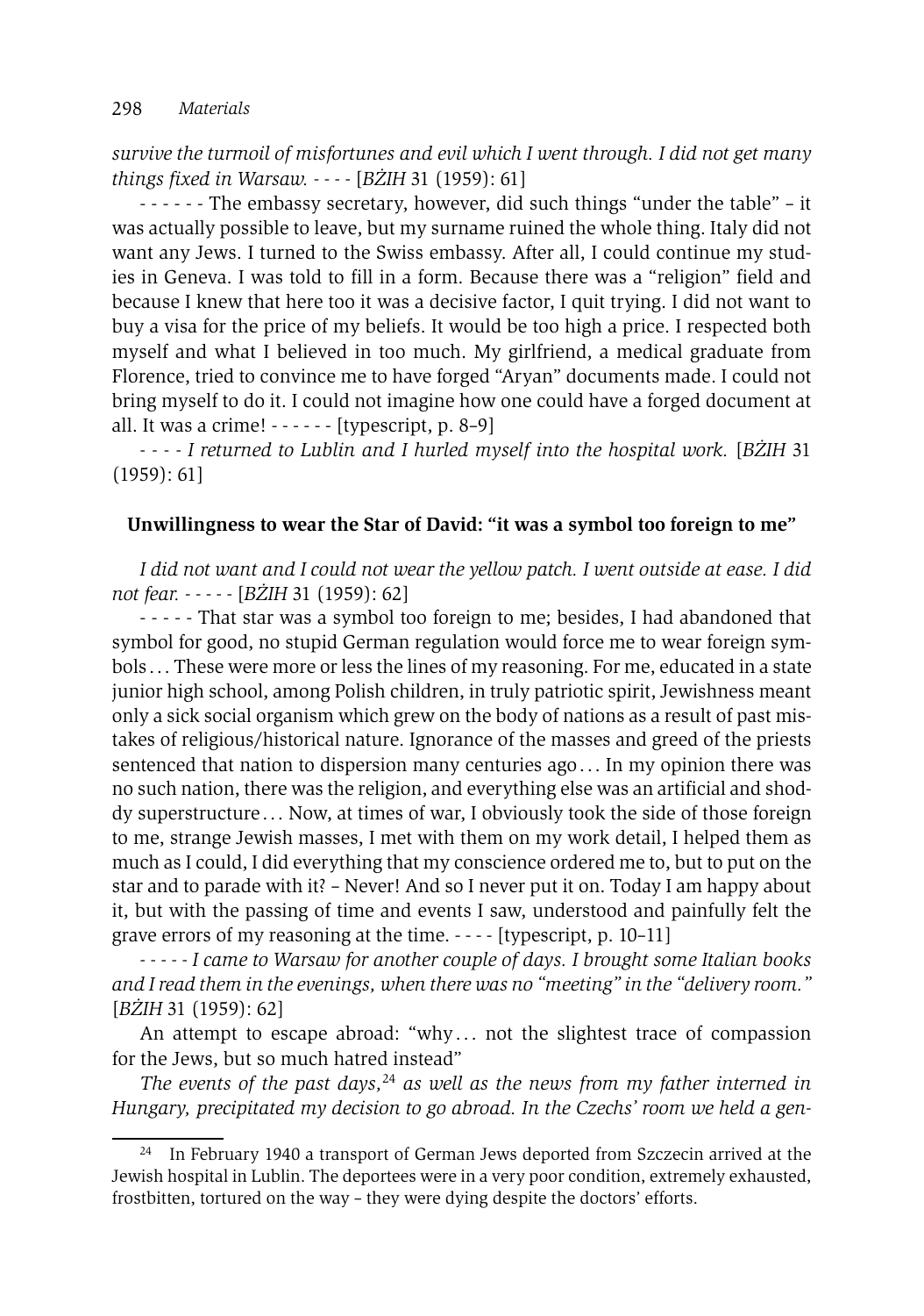*survive the turmoil of misfortunes and evil which I went through. I did not get many things fixed in Warsaw.* - - - - [*BŻIH* 31 (1959): 61]

- - - - - - The embassy secretary, however, did such things "under the table" – it was actually possible to leave, but my surname ruined the whole thing. Italy did not want any Jews. I turned to the Swiss embassy. After all, I could continue my studies in Geneva. I was told to fill in a form. Because there was a "religion" field and because I knew that here too it was a decisive factor, I quit trying. I did not want to buy a visa for the price of my beliefs. It would be too high a price. I respected both myself and what I believed in too much. My girlfriend, a medical graduate from Florence, tried to convince me to have forged "Aryan" documents made. I could not bring myself to do it. I could not imagine how one could have a forged document at all. It was a crime! - - - - - - [typescript, p. 8–9]

*- - - - I returned to Lublin and I hurled myself into the hospital work.* [*BŻIH* 31 (1959): 61]

**Unwillingness to wear the Star of David: "it was a symbol too foreign to me"**

*I did not want and I could not wear the yellow patch. I went outside at ease. I did not fear.* - - - - - [*BŻIH* 31 (1959): 62]

- - - - - That star was a symbol too foreign to me; besides, I had abandoned that symbol for good, no stupid German regulation would force me to wear foreign symbols… These were more or less the lines of my reasoning. For me, educated in a state junior high school, among Polish children, in truly patriotic spirit, Jewishness meant only a sick social organism which grew on the body of nations as a result of past mistakes of religious/historical nature. Ignorance of the masses and greed of the priests sentenced that nation to dispersion many centuries ago… In my opinion there was no such nation, there was the religion, and everything else was an artificial and shoddy superstructure… Now, at times of war, I obviously took the side of those foreign to me, strange Jewish masses, I met with them on my work detail, I helped them as much as I could, I did everything that my conscience ordered me to, but to put on the star and to parade with it? – Never! And so I never put it on. Today I am happy about it, but with the passing of time and events I saw, understood and painfully felt the grave errors of my reasoning at the time. - - - - [typescript, p. 10–11]

*- - - - - I came to Warsaw for another couple of days. I brought some Italian books and I read them in the evenings, when there was no "meeting" in the "delivery room."* [*BŻIH* 31 (1959): 62]

An attempt to escape abroad: "why… not the slightest trace of compassion for the Jews, but so much hatred instead"

*The events of the past days,*[24] *as well as the news from my father interned in Hungary, precipitated my decision to go abroad. In the Czechs' room we held a gen-*

[24] In February 1940 a transport of German Jews deported from Szczecin arrived at the Jewish hospital in Lublin. The deportees were in a very poor condition, extremely exhausted, frostbitten, tortured on the way – they were dying despite the doctors' efforts.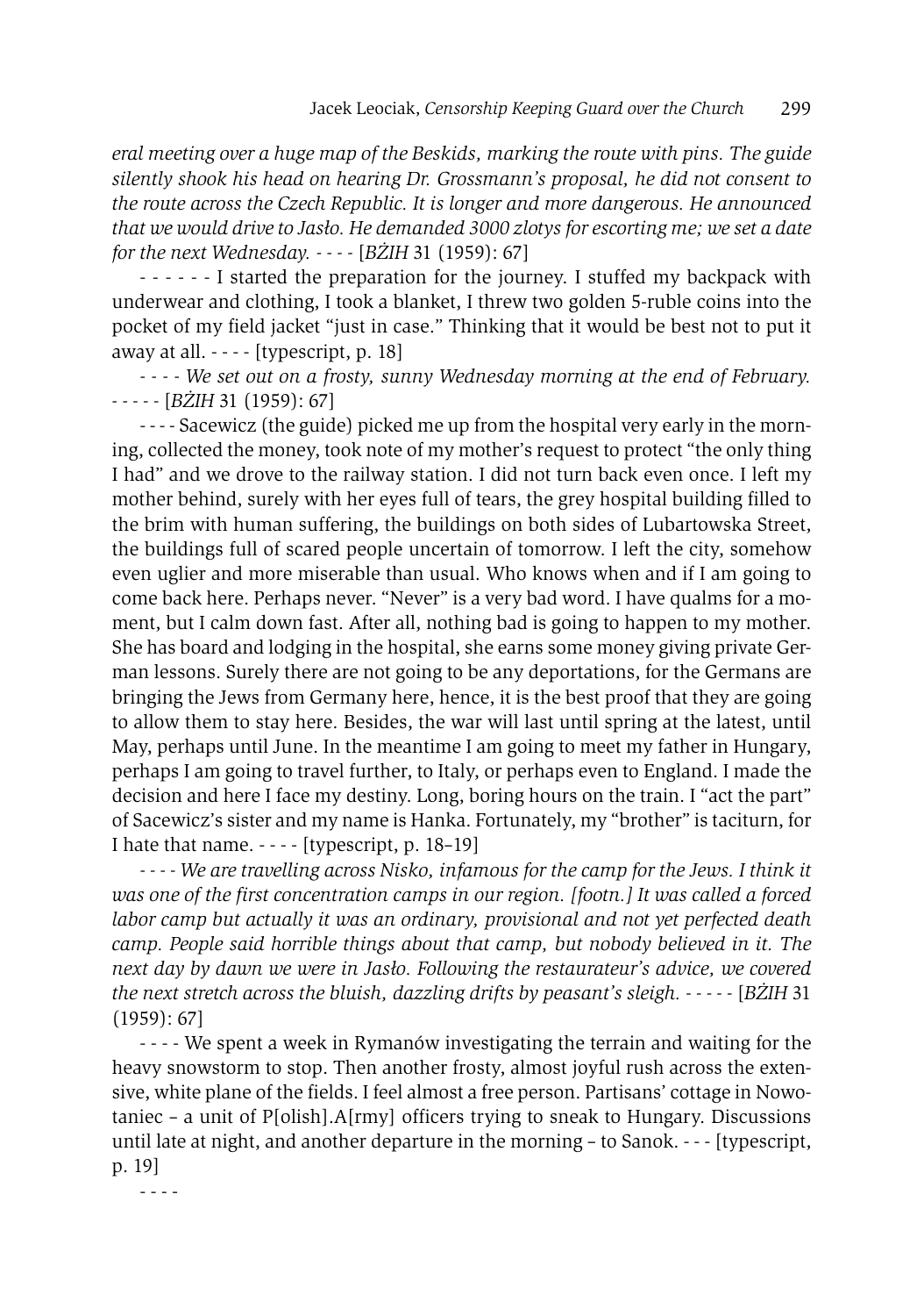*eral meeting over a huge map of the Beskids, marking the route with pins. The guide silently shook his head on hearing Dr. Grossmann's proposal, he did not consent to the route across the Czech Republic. It is longer and more dangerous. He announced that we would drive to Jasło. He demanded 3000 zlotys for escorting me; we set a date for the next Wednesday.* - - - - [*BŻIH* 31 (1959): 67]

- - - - - - I started the preparation for the journey. I stuffed my backpack with underwear and clothing, I took a blanket, I threw two golden 5-ruble coins into the pocket of my field jacket "just in case." Thinking that it would be best not to put it away at all. - - - - [typescript, p. 18]

- - - - *We set out on a frosty, sunny Wednesday morning at the end of February.* - - - - - [*BŻIH* 31 (1959): 67]

- - - - Sacewicz (the guide) picked me up from the hospital very early in the morning, collected the money, took note of my mother's request to protect "the only thing I had" and we drove to the railway station. I did not turn back even once. I left my mother behind, surely with her eyes full of tears, the grey hospital building filled to the brim with human suffering, the buildings on both sides of Lubartowska Street, the buildings full of scared people uncertain of tomorrow. I left the city, somehow even uglier and more miserable than usual. Who knows when and if I am going to come back here. Perhaps never. "Never" is a very bad word. I have qualms for a moment, but I calm down fast. After all, nothing bad is going to happen to my mother. She has board and lodging in the hospital, she earns some money giving private German lessons. Surely there are not going to be any deportations, for the Germans are bringing the Jews from Germany here, hence, it is the best proof that they are going to allow them to stay here. Besides, the war will last until spring at the latest, until May, perhaps until June. In the meantime I am going to meet my father in Hungary, perhaps I am going to travel further, to Italy, or perhaps even to England. I made the decision and here I face my destiny. Long, boring hours on the train. I "act the part" of Sacewicz's sister and my name is Hanka. Fortunately, my "brother" is taciturn, for I hate that name. - - - - [typescript, p. 18–19]

- - - - *We are travelling across Nisko, infamous for the camp for the Jews. I think it was one of the first concentration camps in our region. [footn.] It was called a forced labor camp but actually it was an ordinary, provisional and not yet perfected death camp. People said horrible things about that camp, but nobody believed in it. The next day by dawn we were in Jasło. Following the restaurateur's advice, we covered the next stretch across the bluish, dazzling drifts by peasant's sleigh.* - - - - - [*BŻIH* 31 (1959): 67]

- - - - We spent a week in Rymanów investigating the terrain and waiting for the heavy snowstorm to stop. Then another frosty, almost joyful rush across the extensive, white plane of the fields. I feel almost a free person. Partisans' cottage in Nowotaniec – a unit of P[olish].A[rmy] officers trying to sneak to Hungary. Discussions until late at night, and another departure in the morning – to Sanok. - - - [typescript, p. 19]

- - - -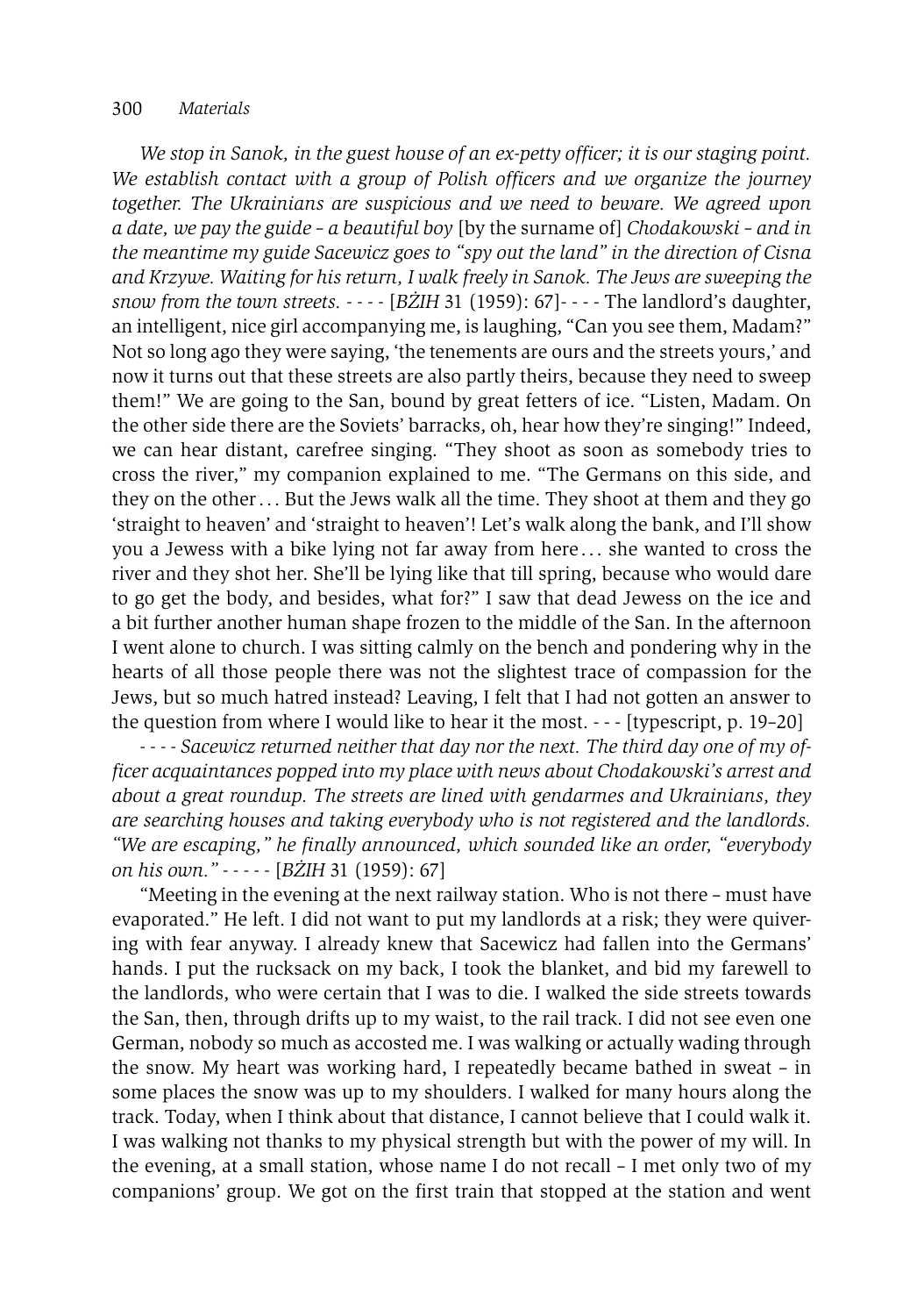*We stop in Sanok, in the guest house of an ex-petty officer; it is our staging point. We establish contact with a group of Polish officers and we organize the journey together. The Ukrainians are suspicious and we need to beware. We agreed upon a date, we pay the guide – a beautiful boy* [by the surname of] *Chodakowski – and in the meantime my guide Sacewicz goes to "spy out the land" in the direction of Cisna and Krzywe. Waiting for his return, I walk freely in Sanok. The Jews are sweeping the snow from the town streets.* - - - - [*BŻIH* 31 (1959): 67]- - - - The landlord's daughter, an intelligent, nice girl accompanying me, is laughing, "Can you see them, Madam?" Not so long ago they were saying, 'the tenements are ours and the streets yours,' and now it turns out that these streets are also partly theirs, because they need to sweep them!" We are going to the San, bound by great fetters of ice. "Listen, Madam. On the other side there are the Soviets' barracks, oh, hear how they're singing!" Indeed, we can hear distant, carefree singing. "They shoot as soon as somebody tries to cross the river," my companion explained to me. "The Germans on this side, and they on the other . . . But the Jews walk all the time. They shoot at them and they go 'straight to heaven' and 'straight to heaven'! Let's walk along the bank, and I'll show you a Jewess with a bike lying not far away from here . . . she wanted to cross the river and they shot her. She'll be lying like that till spring, because who would dare to go get the body, and besides, what for?" I saw that dead Jewess on the ice and a bit further another human shape frozen to the middle of the San. In the afternoon I went alone to church. I was sitting calmly on the bench and pondering why in the hearts of all those people there was not the slightest trace of compassion for the Jews, but so much hatred instead? Leaving, I felt that I had not gotten an answer to the question from where I would like to hear it the most. - - - [typescript, p. 19–20]

*- - - - Sacewicz returned neither that day nor the next. The third day one of my officer acquaintances popped into my place with news about Chodakowski's arrest and about a great roundup. The streets are lined with gendarmes and Ukrainians, they are searching houses and taking everybody who is not registered and the landlords. "We are escaping," he finally announced, which sounded like an order, "everybody on his own."* - - - - - [*BŻIH* 31 (1959): 67]

"Meeting in the evening at the next railway station. Who is not there – must have evaporated." He left. I did not want to put my landlords at a risk; they were quivering with fear anyway. I already knew that Sacewicz had fallen into the Germans' hands. I put the rucksack on my back, I took the blanket, and bid my farewell to the landlords, who were certain that I was to die. I walked the side streets towards the San, then, through drifts up to my waist, to the rail track. I did not see even one German, nobody so much as accosted me. I was walking or actually wading through the snow. My heart was working hard, I repeatedly became bathed in sweat – in some places the snow was up to my shoulders. I walked for many hours along the track. Today, when I think about that distance, I cannot believe that I could walk it. I was walking not thanks to my physical strength but with the power of my will. In the evening, at a small station, whose name I do not recall – I met only two of my companions' group. We got on the first train that stopped at the station and went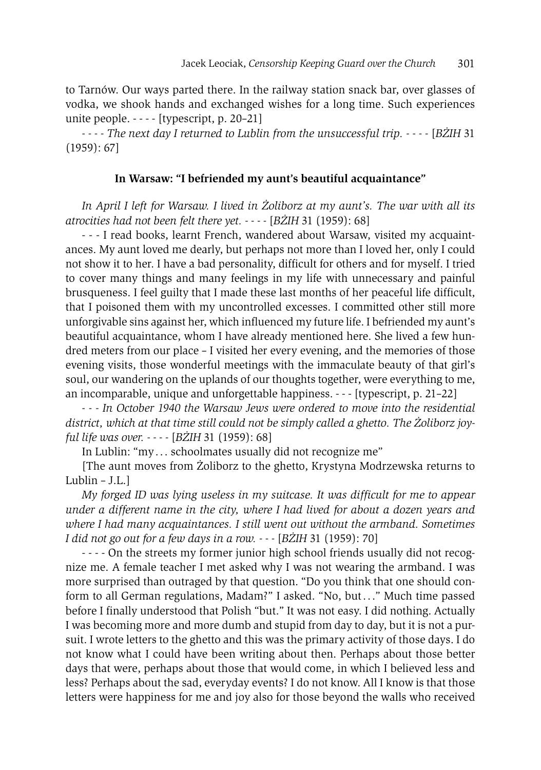to Tarnów. Our ways parted there. In the railway station snack bar, over glasses of vodka, we shook hands and exchanged wishes for a long time. Such experiences unite people. - - - - [typescript, p. 20–21]

- - - - *The next day I returned to Lublin from the unsuccessful trip.* - - - - [*BŻIH* 31 (1959): 67]

### In Warsaw: "I befriended my aunt's beautiful acquaintance"

*In April I left for Warsaw. I lived in Żoliborz at my aunt's. The war with all its atrocities had not been felt there yet.* - - - - [*BŻIH* 31 (1959): 68]

- - - I read books, learnt French, wandered about Warsaw, visited my acquaintances. My aunt loved me dearly, but perhaps not more than I loved her, only I could not show it to her. I have a bad personality, difficult for others and for myself. I tried to cover many things and many feelings in my life with unnecessary and painful brusqueness. I feel guilty that I made these last months of her peaceful life difficult, that I poisoned them with my uncontrolled excesses. I committed other still more unforgivable sins against her, which influenced my future life. I befriended my aunt's beautiful acquaintance, whom I have already mentioned here. She lived a few hundred meters from our place – I visited her every evening, and the memories of those evening visits, those wonderful meetings with the immaculate beauty of that girl's soul, our wandering on the uplands of our thoughts together, were everything to me, an incomparable, unique and unforgettable happiness. - - - [typescript, p. 21–22]

- - - *In October 1940 the Warsaw Jews were ordered to move into the residential district, which at that time still could not be simply called a ghetto. The Żoliborz joyful life was over.* - - - - [*BŻIH* 31 (1959): 68]

In Lublin: "my . . . schoolmates usually did not recognize me"

[The aunt moves from Żoliborz to the ghetto, Krystyna Modrzewska returns to Lublin – J.L.]

*My forged ID was lying useless in my suitcase. It was difficult for me to appear under a different name in the city, where I had lived for about a dozen years and where I had many acquaintances. I still went out without the armband. Sometimes I did not go out for a few days in a row.* - - - [*BŻIH* 31 (1959): 70]

- - - - On the streets my former junior high school friends usually did not recognize me. A female teacher I met asked why I was not wearing the armband. I was more surprised than outraged by that question. "Do you think that one should conform to all German regulations, Madam?" I asked. "No, but . . ." Much time passed before I finally understood that Polish "but." It was not easy. I did nothing. Actually I was becoming more and more dumb and stupid from day to day, but it is not a pursuit. I wrote letters to the ghetto and this was the primary activity of those days. I do not know what I could have been writing about then. Perhaps about those better days that were, perhaps about those that would come, in which I believed less and less? Perhaps about the sad, everyday events? I do not know. All I know is that those letters were happiness for me and joy also for those beyond the walls who received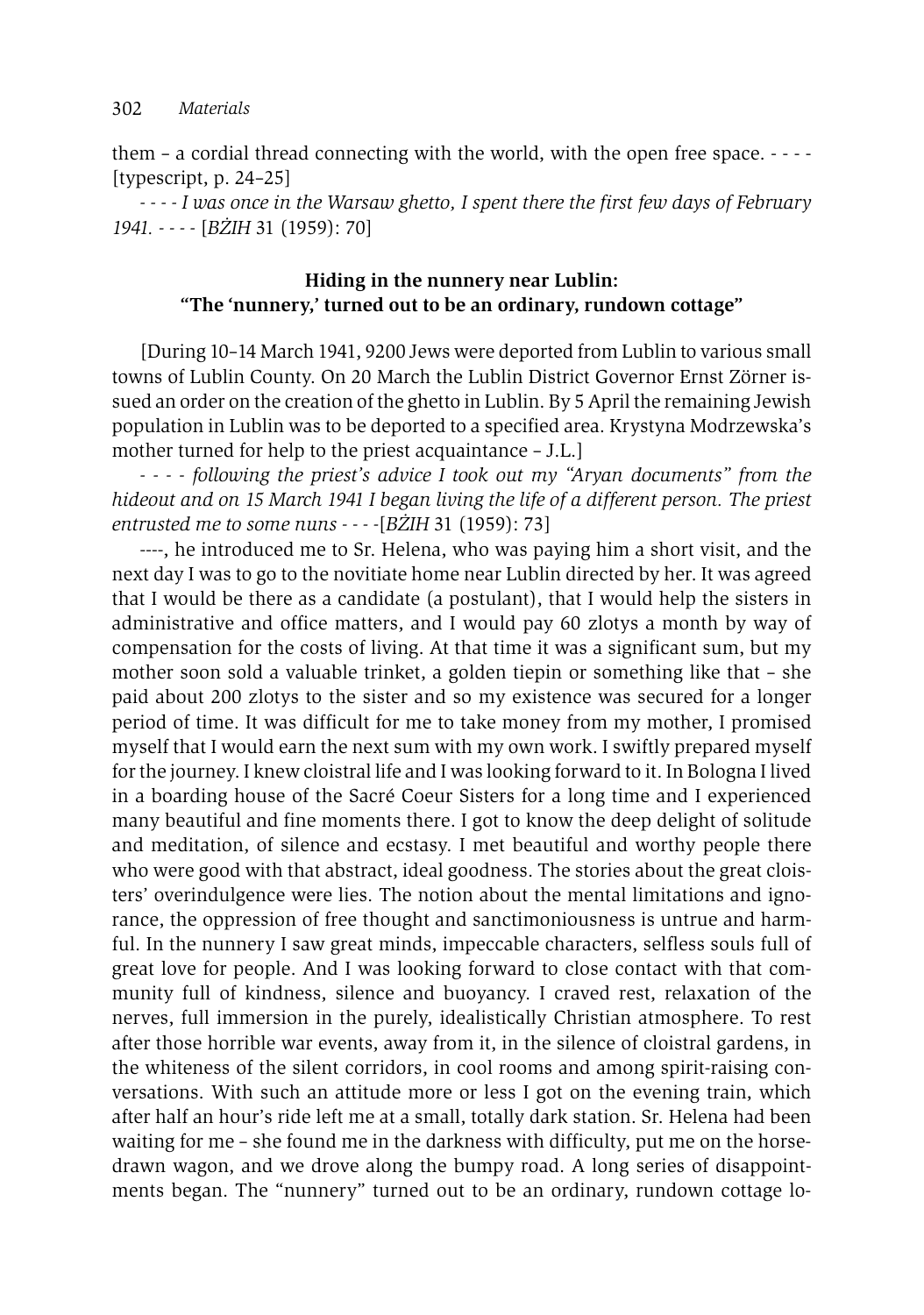them – a cordial thread connecting with the world, with the open free space. - - - - [typescript, p. 24–25]

*- - - - I was once in the Warsaw ghetto, I spent there the first few days of February 1941.* - - - - [*BŻIH* 31 (1959): 70]

## Hiding in the nunnery near Lublin: "The 'nunnery,' turned out to be an ordinary, rundown cottage"

[During 10–14 March 1941, 9200 Jews were deported from Lublin to various small towns of Lublin County. On 20 March the Lublin District Governor Ernst Zörner issued an order on the creation of the ghetto in Lublin. By 5 April the remaining Jewish population in Lublin was to be deported to a specified area. Krystyna Modrzewska's mother turned for help to the priest acquaintance – J.L.]

*- - - - following the priest's advice I took out my "Aryan documents" from the hideout and on 15 March 1941 I began living the life of a different person. The priest entrusted me to some nuns* - - - -[*BŻIH* 31 (1959): 73]

----, he introduced me to Sr. Helena, who was paying him a short visit, and the next day I was to go to the novitiate home near Lublin directed by her. It was agreed that I would be there as a candidate (a postulant), that I would help the sisters in administrative and office matters, and I would pay 60 zlotys a month by way of compensation for the costs of living. At that time it was a significant sum, but my mother soon sold a valuable trinket, a golden tiepin or something like that – she paid about 200 zlotys to the sister and so my existence was secured for a longer period of time. It was difficult for me to take money from my mother, I promised myself that I would earn the next sum with my own work. I swiftly prepared myself for the journey. I knew cloistral life and I was looking forward to it. In Bologna I lived in a boarding house of the Sacré Coeur Sisters for a long time and I experienced many beautiful and fine moments there. I got to know the deep delight of solitude and meditation, of silence and ecstasy. I met beautiful and worthy people there who were good with that abstract, ideal goodness. The stories about the great cloisters' overindulgence were lies. The notion about the mental limitations and ignorance, the oppression of free thought and sanctimoniousness is untrue and harmful. In the nunnery I saw great minds, impeccable characters, selfless souls full of great love for people. And I was looking forward to close contact with that community full of kindness, silence and buoyancy. I craved rest, relaxation of the nerves, full immersion in the purely, idealistically Christian atmosphere. To rest after those horrible war events, away from it, in the silence of cloistral gardens, in the whiteness of the silent corridors, in cool rooms and among spirit-raising conversations. With such an attitude more or less I got on the evening train, which after half an hour's ride left me at a small, totally dark station. Sr. Helena had been waiting for me – she found me in the darkness with difficulty, put me on the horse-drawn wagon, and we drove along the bumpy road. A long series of disappointments began. The "nunnery" turned out to be an ordinary, rundown cottage lo-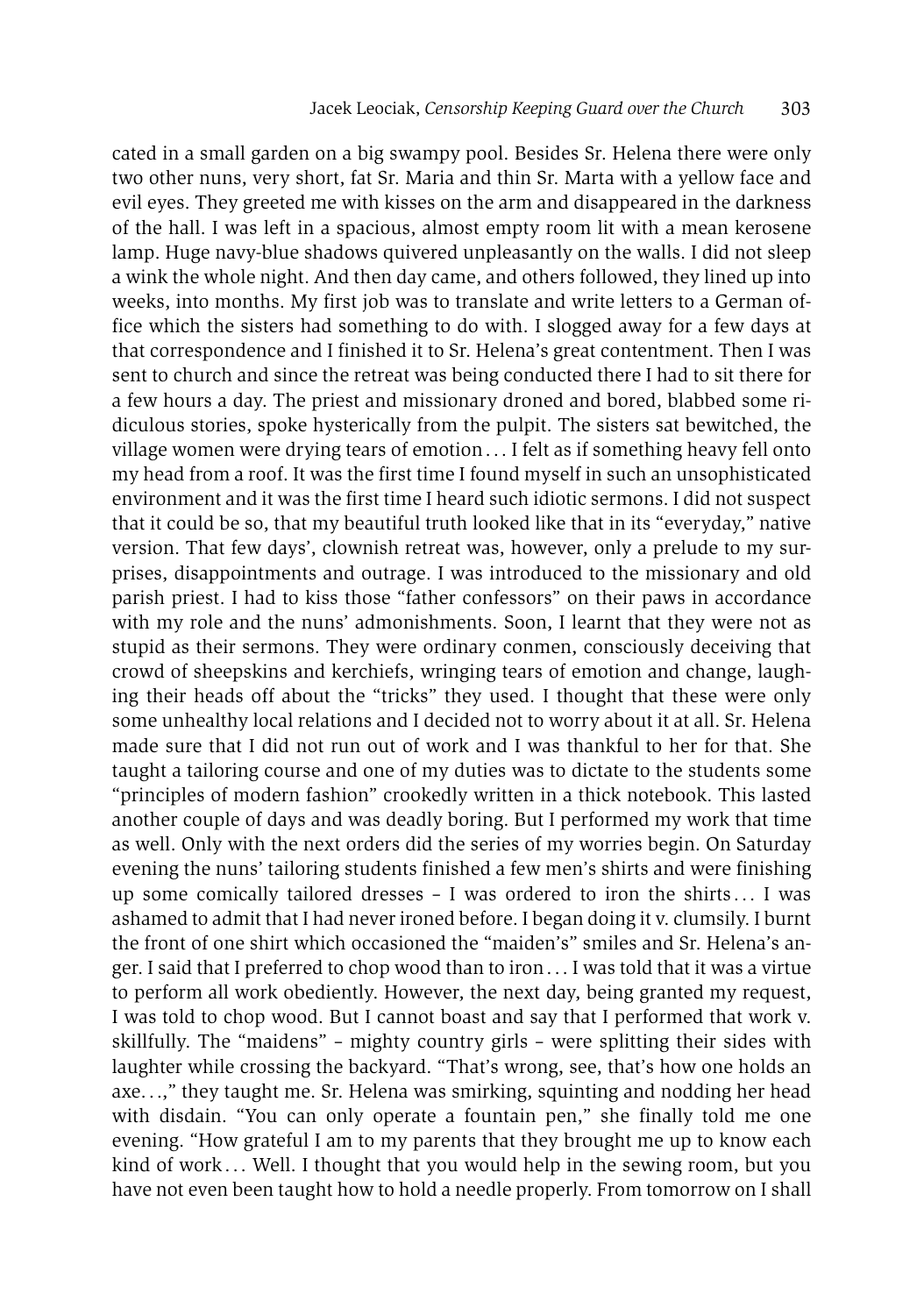cated in a small garden on a big swampy pool. Besides Sr. Helena there were only two other nuns, very short, fat Sr. Maria and thin Sr. Marta with a yellow face and evil eyes. They greeted me with kisses on the arm and disappeared in the darkness of the hall. I was left in a spacious, almost empty room lit with a mean kerosene lamp. Huge navy-blue shadows quivered unpleasantly on the walls. I did not sleep a wink the whole night. And then day came, and others followed, they lined up into weeks, into months. My first job was to translate and write letters to a German office which the sisters had something to do with. I slogged away for a few days at that correspondence and I finished it to Sr. Helena's great contentment. Then I was sent to church and since the retreat was being conducted there I had to sit there for a few hours a day. The priest and missionary droned and bored, blabbed some ridiculous stories, spoke hysterically from the pulpit. The sisters sat bewitched, the village women were drying tears of emotion . . . I felt as if something heavy fell onto my head from a roof. It was the first time I found myself in such an unsophisticated environment and it was the first time I heard such idiotic sermons. I did not suspect that it could be so, that my beautiful truth looked like that in its "everyday," native version. That few days', clownish retreat was, however, only a prelude to my surprises, disappointments and outrage. I was introduced to the missionary and old parish priest. I had to kiss those "father confessors" on their paws in accordance with my role and the nuns' admonishments. Soon, I learnt that they were not as stupid as their sermons. They were ordinary conmen, consciously deceiving that crowd of sheepskins and kerchiefs, wringing tears of emotion and change, laughing their heads off about the "tricks" they used. I thought that these were only some unhealthy local relations and I decided not to worry about it at all. Sr. Helena made sure that I did not run out of work and I was thankful to her for that. She taught a tailoring course and one of my duties was to dictate to the students some "principles of modern fashion" crookedly written in a thick notebook. This lasted another couple of days and was deadly boring. But I performed my work that time as well. Only with the next orders did the series of my worries begin. On Saturday evening the nuns' tailoring students finished a few men's shirts and were finishing up some comically tailored dresses – I was ordered to iron the shirts . . . I was ashamed to admit that I had never ironed before. I began doing it v. clumsily. I burnt the front of one shirt which occasioned the "maiden's" smiles and Sr. Helena's anger. I said that I preferred to chop wood than to iron . . . I was told that it was a virtue to perform all work obediently. However, the next day, being granted my request, I was told to chop wood. But I cannot boast and say that I performed that work v. skillfully. The "maidens" – mighty country girls – were splitting their sides with laughter while crossing the backyard. "That's wrong, see, that's how one holds an axe. . .," they taught me. Sr. Helena was smirking, squinting and nodding her head with disdain. "You can only operate a fountain pen," she finally told me one evening. "How grateful I am to my parents that they brought me up to know each kind of work . . . Well. I thought that you would help in the sewing room, but you have not even been taught how to hold a needle properly. From tomorrow on I shall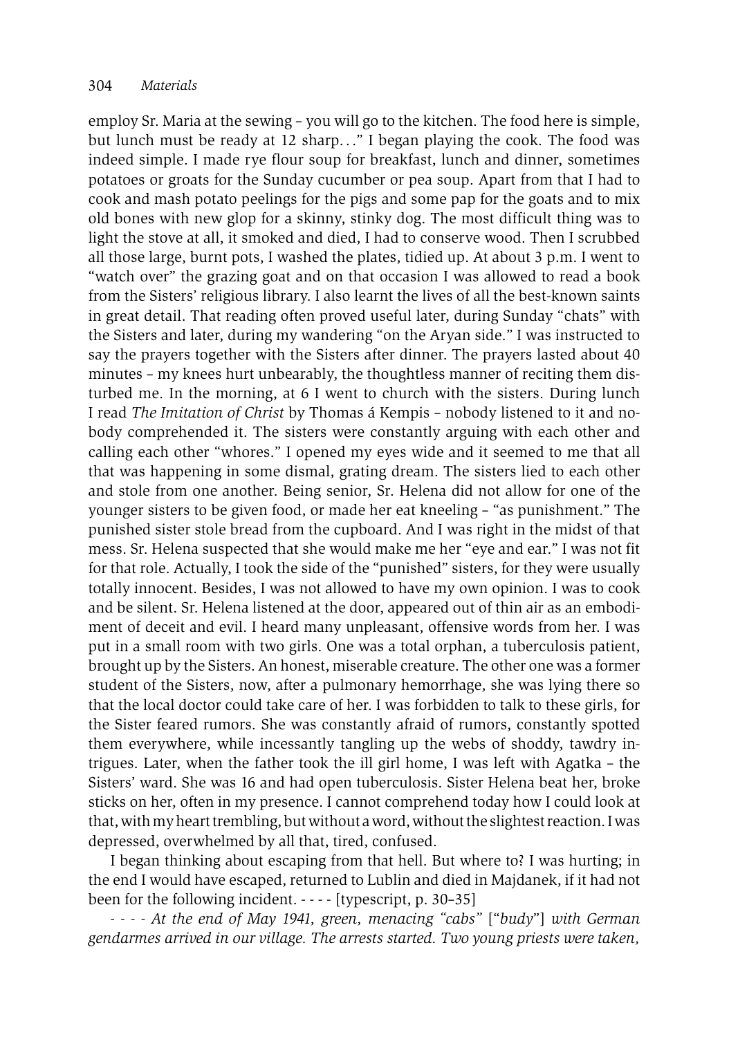employ Sr. Maria at the sewing – you will go to the kitchen. The food here is simple, but lunch must be ready at 12 sharp…" I began playing the cook. The food was indeed simple. I made rye flour soup for breakfast, lunch and dinner, sometimes potatoes or groats for the Sunday cucumber or pea soup. Apart from that I had to cook and mash potato peelings for the pigs and some pap for the goats and to mix old bones with new glop for a skinny, stinky dog. The most difficult thing was to light the stove at all, it smoked and died, I had to conserve wood. Then I scrubbed all those large, burnt pots, I washed the plates, tidied up. At about 3 p.m. I went to "watch over" the grazing goat and on that occasion I was allowed to read a book from the Sisters' religious library. I also learnt the lives of all the best-known saints in great detail. That reading often proved useful later, during Sunday "chats" with the Sisters and later, during my wandering "on the Aryan side." I was instructed to say the prayers together with the Sisters after dinner. The prayers lasted about 40 minutes – my knees hurt unbearably, the thoughtless manner of reciting them disturbed me. In the morning, at 6 I went to church with the sisters. During lunch I read *The Imitation of Christ* by Thomas á Kempis – nobody listened to it and nobody comprehended it. The sisters were constantly arguing with each other and calling each other "whores." I opened my eyes wide and it seemed to me that all that was happening in some dismal, grating dream. The sisters lied to each other and stole from one another. Being senior, Sr. Helena did not allow for one of the younger sisters to be given food, or made her eat kneeling – "as punishment." The punished sister stole bread from the cupboard. And I was right in the midst of that mess. Sr. Helena suspected that she would make me her "eye and ear." I was not fit for that role. Actually, I took the side of the "punished" sisters, for they were usually totally innocent. Besides, I was not allowed to have my own opinion. I was to cook and be silent. Sr. Helena listened at the door, appeared out of thin air as an embodiment of deceit and evil. I heard many unpleasant, offensive words from her. I was put in a small room with two girls. One was a total orphan, a tuberculosis patient, brought up by the Sisters. An honest, miserable creature. The other one was a former student of the Sisters, now, after a pulmonary hemorrhage, she was lying there so that the local doctor could take care of her. I was forbidden to talk to these girls, for the Sister feared rumors. She was constantly afraid of rumors, constantly spotted them everywhere, while incessantly tangling up the webs of shoddy, tawdry intrigues. Later, when the father took the ill girl home, I was left with Agatka – the Sisters' ward. She was 16 and had open tuberculosis. Sister Helena beat her, broke sticks on her, often in my presence. I cannot comprehend today how I could look at that, with my heart trembling, but without a word, without the slightest reaction. I was depressed, overwhelmed by all that, tired, confused.

I began thinking about escaping from that hell. But where to? I was hurting; in the end I would have escaped, returned to Lublin and died in Majdanek, if it had not been for the following incident. - - - - [typescript, p. 30–35]

*- - - - At the end of May 1941, green, menacing "cabs"* ["*budy*"] *with German gendarmes arrived in our village. The arrests started. Two young priests were taken,*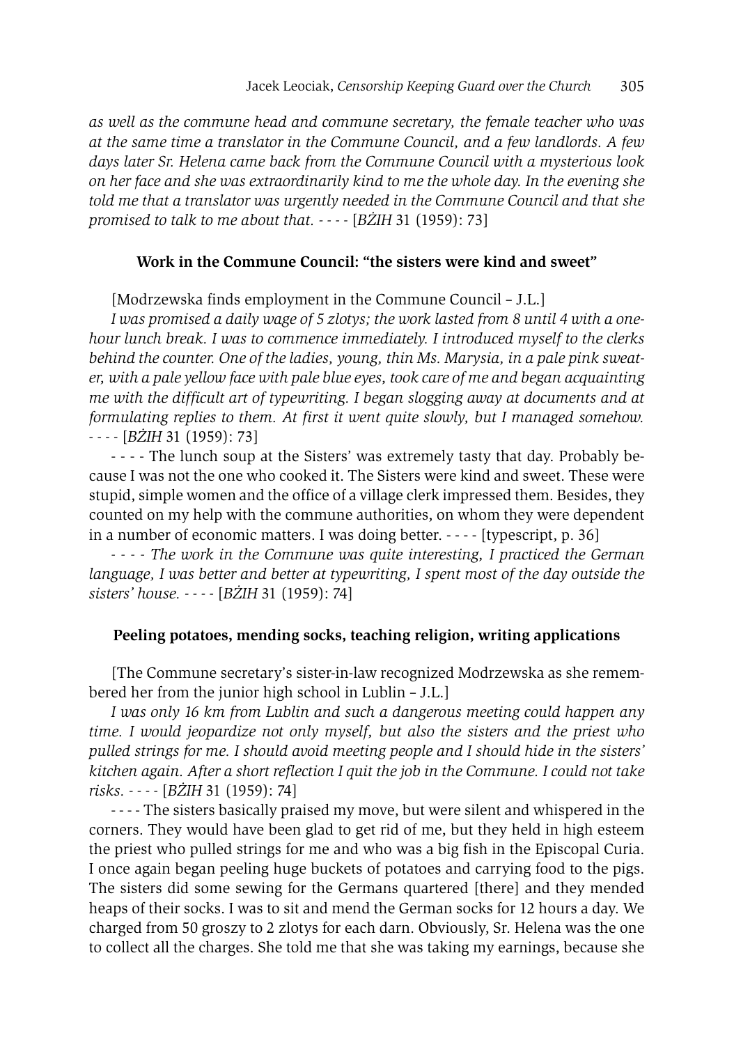*as well as the commune head and commune secretary, the female teacher who was at the same time a translator in the Commune Council, and a few landlords. A few days later Sr. Helena came back from the Commune Council with a mysterious look on her face and she was extraordinarily kind to me the whole day. In the evening she told me that a translator was urgently needed in the Commune Council and that she promised to talk to me about that. - - - -* [*BŻIH* 31 (1959): 73]

### Work in the Commune Council: "the sisters were kind and sweet"

[Modrzewska finds employment in the Commune Council – J.L.]

*I was promised a daily wage of 5 zlotys; the work lasted from 8 until 4 with a one-hour lunch break. I was to commence immediately. I introduced myself to the clerks behind the counter. One of the ladies, young, thin Ms. Marysia, in a pale pink sweater, with a pale yellow face with pale blue eyes, took care of me and began acquainting me with the difficult art of typewriting. I began slogging away at documents and at formulating replies to them. At first it went quite slowly, but I managed somehow. - - - -* [*BŻIH* 31 (1959): 73]

- - - - The lunch soup at the Sisters' was extremely tasty that day. Probably because I was not the one who cooked it. The Sisters were kind and sweet. These were stupid, simple women and the office of a village clerk impressed them. Besides, they counted on my help with the commune authorities, on whom they were dependent in a number of economic matters. I was doing better. - - - - [typescript, p. 36]

*- - - - The work in the Commune was quite interesting, I practiced the German language, I was better and better at typewriting, I spent most of the day outside the sisters' house. - - - -* [*BŻIH* 31 (1959): 74]

### Peeling potatoes, mending socks, teaching religion, writing applications

[The Commune secretary's sister-in-law recognized Modrzewska as she remembered her from the junior high school in Lublin – J.L.]

*I was only 16 km from Lublin and such a dangerous meeting could happen any time. I would jeopardize not only myself, but also the sisters and the priest who pulled strings for me. I should avoid meeting people and I should hide in the sisters' kitchen again. After a short reflection I quit the job in the Commune. I could not take risks. - - - -* [*BŻIH* 31 (1959): 74]

- - - - The sisters basically praised my move, but were silent and whispered in the corners. They would have been glad to get rid of me, but they held in high esteem the priest who pulled strings for me and who was a big fish in the Episcopal Curia. I once again began peeling huge buckets of potatoes and carrying food to the pigs. The sisters did some sewing for the Germans quartered [there] and they mended heaps of their socks. I was to sit and mend the German socks for 12 hours a day. We charged from 50 groszy to 2 zlotys for each darn. Obviously, Sr. Helena was the one to collect all the charges. She told me that she was taking my earnings, because she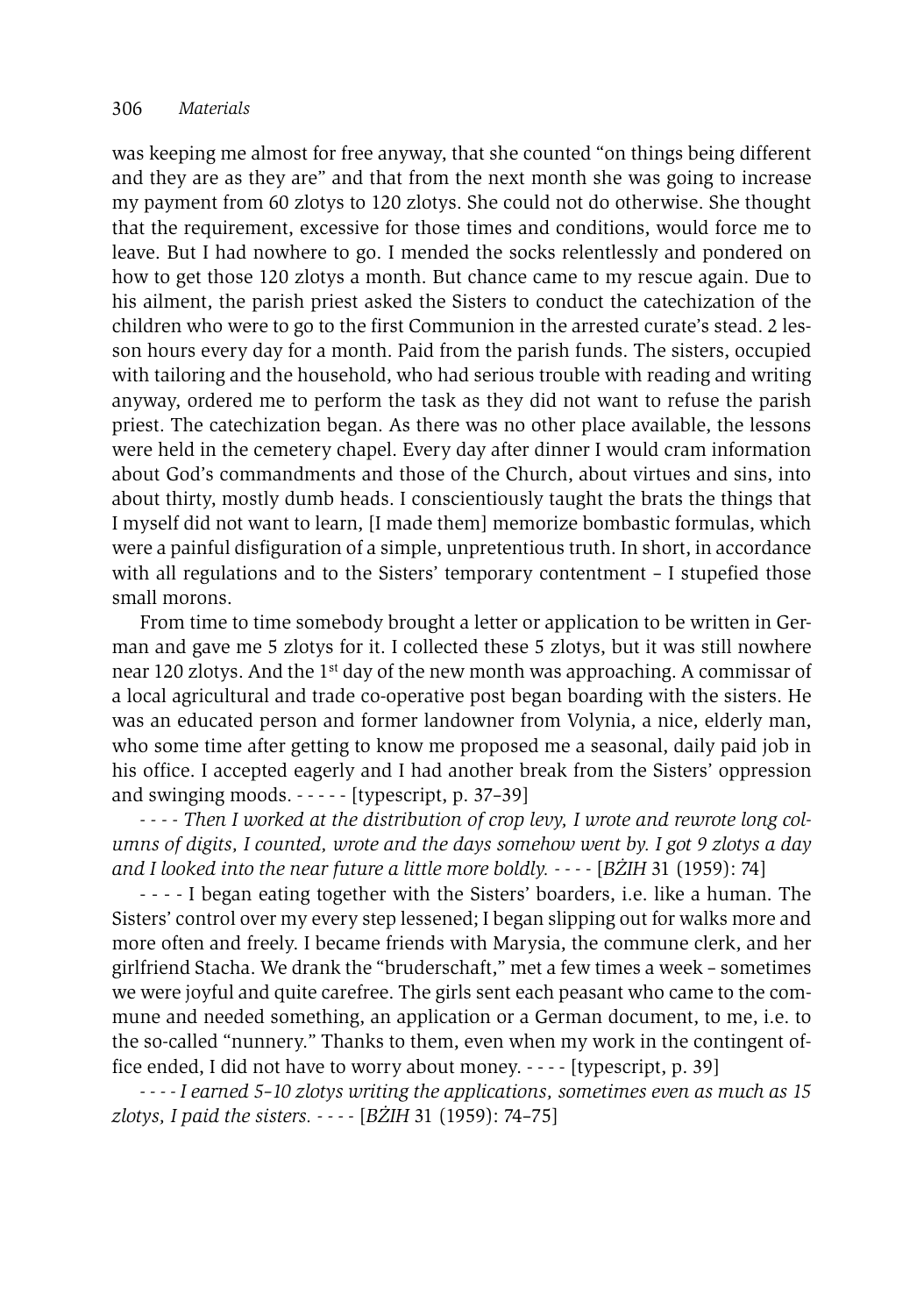was keeping me almost for free anyway, that she counted "on things being different and they are as they are" and that from the next month she was going to increase my payment from 60 zlotys to 120 zlotys. She could not do otherwise. She thought that the requirement, excessive for those times and conditions, would force me to leave. But I had nowhere to go. I mended the socks relentlessly and pondered on how to get those 120 zlotys a month. But chance came to my rescue again. Due to his ailment, the parish priest asked the Sisters to conduct the catechization of the children who were to go to the first Communion in the arrested curate's stead. 2 lesson hours every day for a month. Paid from the parish funds. The sisters, occupied with tailoring and the household, who had serious trouble with reading and writing anyway, ordered me to perform the task as they did not want to refuse the parish priest. The catechization began. As there was no other place available, the lessons were held in the cemetery chapel. Every day after dinner I would cram information about God's commandments and those of the Church, about virtues and sins, into about thirty, mostly dumb heads. I conscientiously taught the brats the things that I myself did not want to learn, [I made them] memorize bombastic formulas, which were a painful disfiguration of a simple, unpretentious truth. In short, in accordance with all regulations and to the Sisters' temporary contentment – I stupefied those small morons.

From time to time somebody brought a letter or application to be written in German and gave me 5 zlotys for it. I collected these 5 zlotys, but it was still nowhere near 120 zlotys. And the 1st day of the new month was approaching. A commissar of a local agricultural and trade co-operative post began boarding with the sisters. He was an educated person and former landowner from Volynia, a nice, elderly man, who some time after getting to know me proposed me a seasonal, daily paid job in his office. I accepted eagerly and I had another break from the Sisters' oppression and swinging moods. - - - - - [typescript, p. 37–39]

*- - - - Then I worked at the distribution of crop levy, I wrote and rewrote long columns of digits, I counted, wrote and the days somehow went by. I got 9 zlotys a day and I looked into the near future a little more boldly. - - - -* [*BŻIH* 31 (1959): 74]

- - - - I began eating together with the Sisters' boarders, i.e. like a human. The Sisters' control over my every step lessened; I began slipping out for walks more and more often and freely. I became friends with Marysia, the commune clerk, and her girlfriend Stacha. We drank the "bruderschaft," met a few times a week – sometimes we were joyful and quite carefree. The girls sent each peasant who came to the commune and needed something, an application or a German document, to me, i.e. to the so-called "nunnery." Thanks to them, even when my work in the contingent office ended, I did not have to worry about money. - - - - [typescript, p. 39]

*- - - - I earned 5–10 zlotys writing the applications, sometimes even as much as 15 zlotys, I paid the sisters. - - - -* [*BŻIH* 31 (1959): 74–75]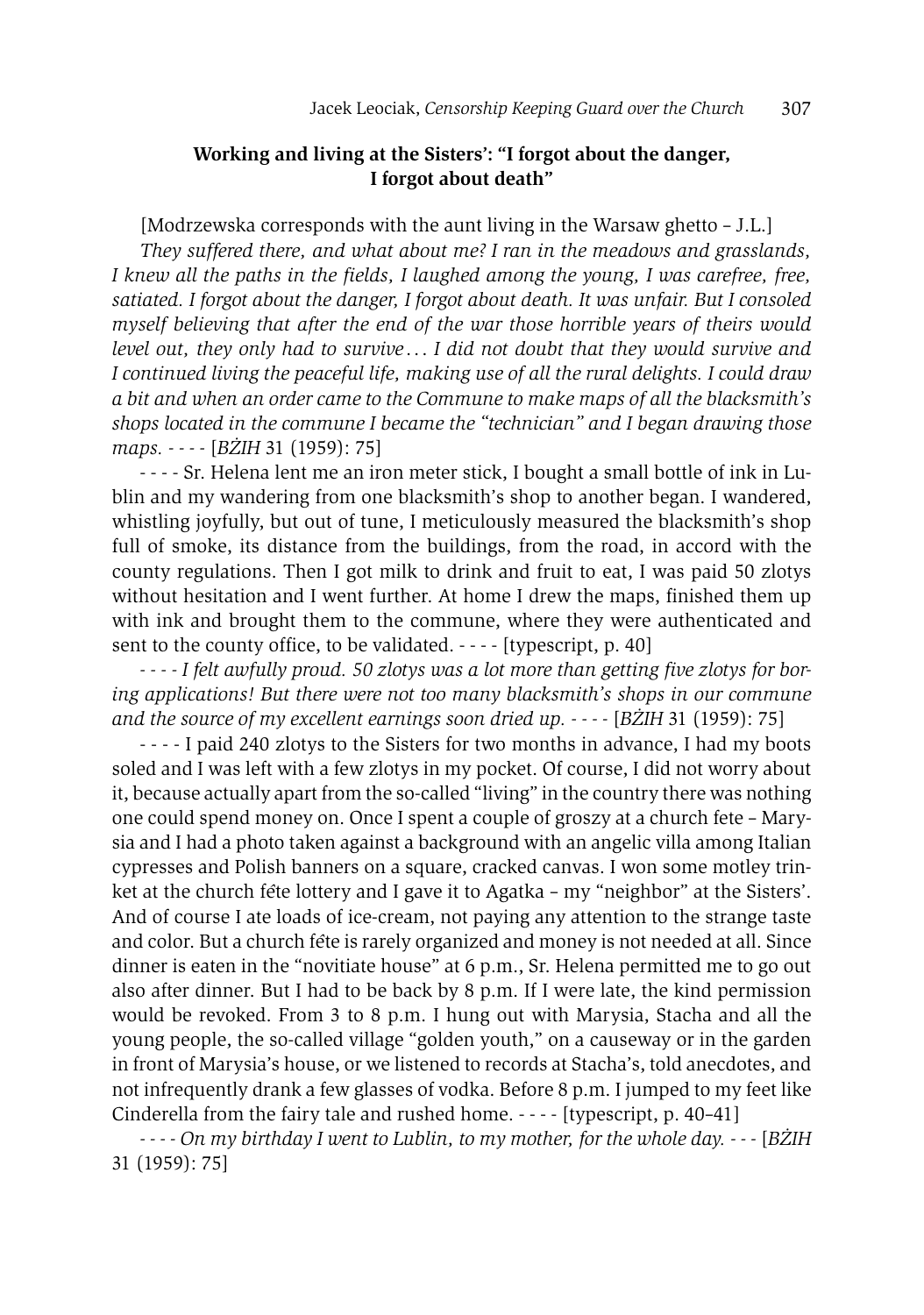### **Working and living at the Sisters': "I forgot about the danger, I forgot about death"**

[Modrzewska corresponds with the aunt living in the Warsaw ghetto – J.L.]

*They suffered there, and what about me? I ran in the meadows and grasslands, I knew all the paths in the fields, I laughed among the young, I was carefree, free, satiated. I forgot about the danger, I forgot about death. It was unfair. But I consoled myself believing that after the end of the war those horrible years of theirs would level out, they only had to survive . . . I did not doubt that they would survive and I continued living the peaceful life, making use of all the rural delights. I could draw a bit and when an order came to the Commune to make maps of all the blacksmith's shops located in the commune I became the "technician" and I began drawing those maps.* - - - - [*BŻIH* 31 (1959): 75]

- - - - Sr. Helena lent me an iron meter stick, I bought a small bottle of ink in Lublin and my wandering from one blacksmith's shop to another began. I wandered, whistling joyfully, but out of tune, I meticulously measured the blacksmith's shop full of smoke, its distance from the buildings, from the road, in accord with the county regulations. Then I got milk to drink and fruit to eat, I was paid 50 zlotys without hesitation and I went further. At home I drew the maps, finished them up with ink and brought them to the commune, where they were authenticated and sent to the county office, to be validated. - - - - [typescript, p. 40]

*- - - - I felt awfully proud. 50 zlotys was a lot more than getting five zlotys for boring applications! But there were not too many blacksmith's shops in our commune and the source of my excellent earnings soon dried up.* - - - - [*BŻIH* 31 (1959): 75]

- - - - I paid 240 zlotys to the Sisters for two months in advance, I had my boots soled and I was left with a few zlotys in my pocket. Of course, I did not worry about it, because actually apart from the so-called "living" in the country there was nothing one could spend money on. Once I spent a couple of groszy at a church fete – Marysia and I had a photo taken against a background with an angelic villa among Italian cypresses and Polish banners on a square, cracked canvas. I won some motley trinket at the church fête lottery and I gave it to Agatka – my "neighbor" at the Sisters'. And of course I ate loads of ice-cream, not paying any attention to the strange taste and color. But a church fête is rarely organized and money is not needed at all. Since dinner is eaten in the "novitiate house" at 6 p.m., Sr. Helena permitted me to go out also after dinner. But I had to be back by 8 p.m. If I were late, the kind permission would be revoked. From 3 to 8 p.m. I hung out with Marysia, Stacha and all the young people, the so-called village "golden youth," on a causeway or in the garden in front of Marysia's house, or we listened to records at Stacha's, told anecdotes, and not infrequently drank a few glasses of vodka. Before 8 p.m. I jumped to my feet like Cinderella from the fairy tale and rushed home. - - - - [typescript, p. 40–41]

*- - - - On my birthday I went to Lublin, to my mother, for the whole day.* - - - [*BŻIH* 31 (1959): 75]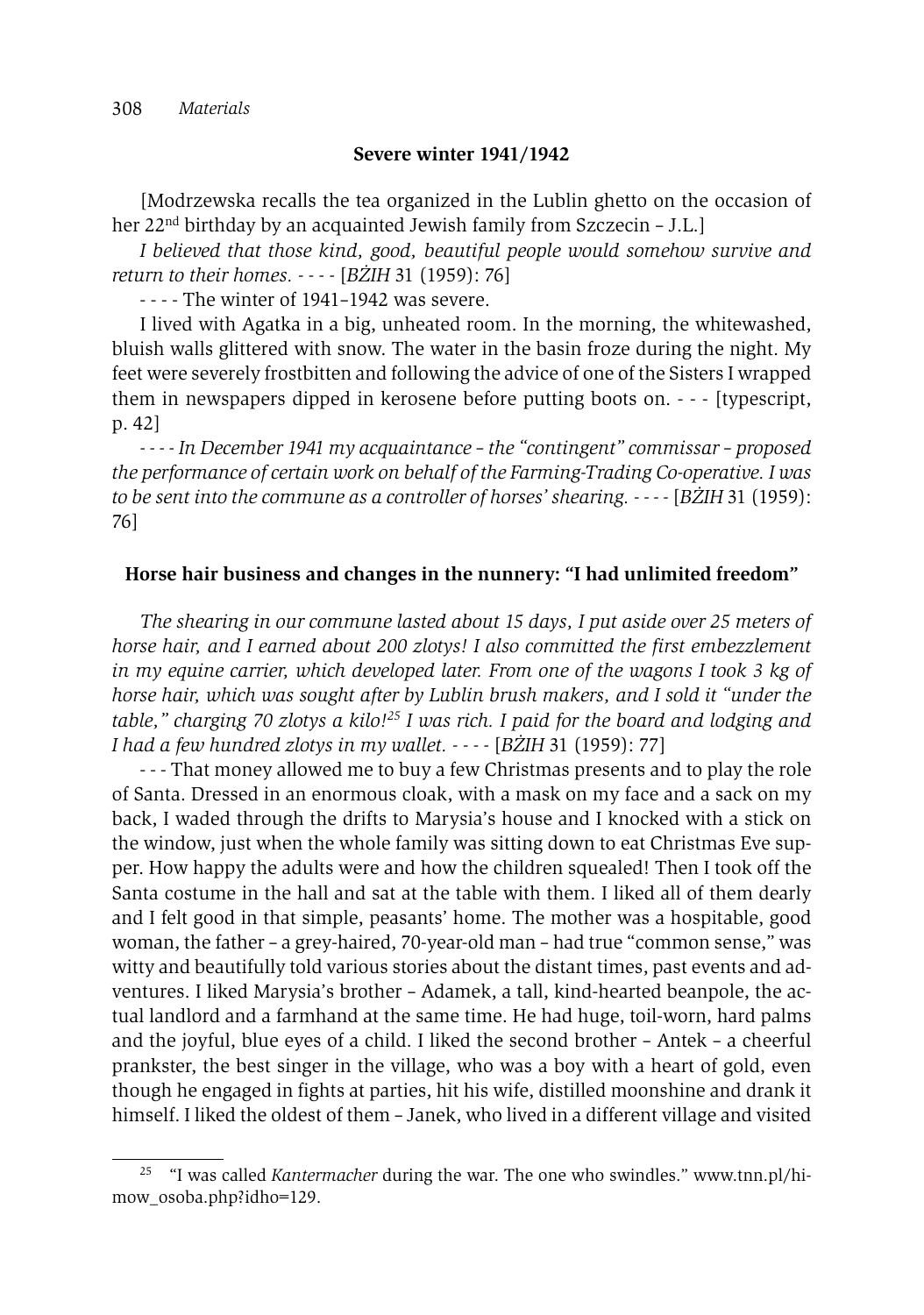### Severe winter 1941/1942

[Modrzewska recalls the tea organized in the Lublin ghetto on the occasion of her 22nd birthday by an acquainted Jewish family from Szczecin – J.L.]

*I believed that those kind, good, beautiful people would somehow survive and return to their homes.* - - - - [*BŻIH* 31 (1959): 76]

- - - - The winter of 1941–1942 was severe.

I lived with Agatka in a big, unheated room. In the morning, the whitewashed, bluish walls glittered with snow. The water in the basin froze during the night. My feet were severely frostbitten and following the advice of one of the Sisters I wrapped them in newspapers dipped in kerosene before putting boots on. - - - [typescript, p. 42]

- - - - *In December 1941 my acquaintance – the "contingent" commissar – proposed the performance of certain work on behalf of the Farming-Trading Co-operative. I was to be sent into the commune as a controller of horses' shearing.* - - - - [*BŻIH* 31 (1959): 76]

### Horse hair business and changes in the nunnery: "I had unlimited freedom"

*The shearing in our commune lasted about 15 days, I put aside over 25 meters of horse hair, and I earned about 200 zlotys! I also committed the first embezzlement in my equine carrier, which developed later. From one of the wagons I took 3 kg of horse hair, which was sought after by Lublin brush makers, and I sold it "under the table," charging 70 zlotys a kilo!*[25] *I was rich. I paid for the board and lodging and I had a few hundred zlotys in my wallet.* - - - - [*BŻIH* 31 (1959): 77]

- - - That money allowed me to buy a few Christmas presents and to play the role of Santa. Dressed in an enormous cloak, with a mask on my face and a sack on my back, I waded through the drifts to Marysia's house and I knocked with a stick on the window, just when the whole family was sitting down to eat Christmas Eve supper. How happy the adults were and how the children squealed! Then I took off the Santa costume in the hall and sat at the table with them. I liked all of them dearly and I felt good in that simple, peasants' home. The mother was a hospitable, good woman, the father – a grey-haired, 70-year-old man – had true "common sense," was witty and beautifully told various stories about the distant times, past events and adventures. I liked Marysia's brother – Adamek, a tall, kind-hearted beanpole, the actual landlord and a farmhand at the same time. He had huge, toil-worn, hard palms and the joyful, blue eyes of a child. I liked the second brother – Antek – a cheerful prankster, the best singer in the village, who was a boy with a heart of gold, even though he engaged in fights at parties, hit his wife, distilled moonshine and drank it himself. I liked the oldest of them – Janek, who lived in a different village and visited

---

[25] "I was called *Kantermacher* during the war. The one who swindles." www.tnn.pl/himow_osoba.php?idho=129.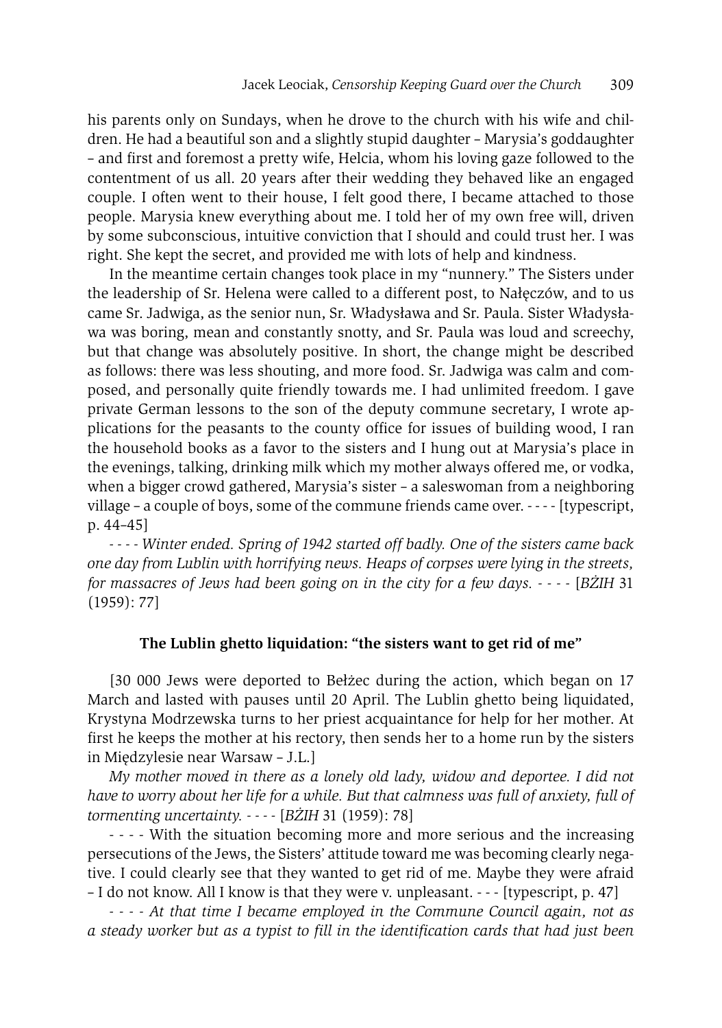his parents only on Sundays, when he drove to the church with his wife and children. He had a beautiful son and a slightly stupid daughter – Marysia's goddaughter – and first and foremost a pretty wife, Helcia, whom his loving gaze followed to the contentment of us all. 20 years after their wedding they behaved like an engaged couple. I often went to their house, I felt good there, I became attached to those people. Marysia knew everything about me. I told her of my own free will, driven by some subconscious, intuitive conviction that I should and could trust her. I was right. She kept the secret, and provided me with lots of help and kindness.

In the meantime certain changes took place in my "nunnery." The Sisters under the leadership of Sr. Helena were called to a different post, to Nałęczów, and to us came Sr. Jadwiga, as the senior nun, Sr. Władysława and Sr. Paula. Sister Władysława was boring, mean and constantly snotty, and Sr. Paula was loud and screechy, but that change was absolutely positive. In short, the change might be described as follows: there was less shouting, and more food. Sr. Jadwiga was calm and composed, and personally quite friendly towards me. I had unlimited freedom. I gave private German lessons to the son of the deputy commune secretary, I wrote applications for the peasants to the county office for issues of building wood, I ran the household books as a favor to the sisters and I hung out at Marysia's place in the evenings, talking, drinking milk which my mother always offered me, or vodka, when a bigger crowd gathered, Marysia's sister – a saleswoman from a neighboring village – a couple of boys, some of the commune friends came over. - - - - [typescript, p. 44–45]

*- - - - Winter ended. Spring of 1942 started off badly. One of the sisters came back one day from Lublin with horrifying news. Heaps of corpses were lying in the streets, for massacres of Jews had been going on in the city for a few days. - - - -* [*BŻIH* 31 (1959): 77]

### The Lublin ghetto liquidation: "the sisters want to get rid of me"

[30 000 Jews were deported to Bełżec during the action, which began on 17 March and lasted with pauses until 20 April. The Lublin ghetto being liquidated, Krystyna Modrzewska turns to her priest acquaintance for help for her mother. At first he keeps the mother at his rectory, then sends her to a home run by the sisters in Międzylesie near Warsaw – J.L.]

*My mother moved in there as a lonely old lady, widow and deportee. I did not have to worry about her life for a while. But that calmness was full of anxiety, full of tormenting uncertainty. - - - -* [*BŻIH* 31 (1959): 78]

- - - - With the situation becoming more and more serious and the increasing persecutions of the Jews, the Sisters' attitude toward me was becoming clearly negative. I could clearly see that they wanted to get rid of me. Maybe they were afraid – I do not know. All I know is that they were v. unpleasant. - - - [typescript, p. 47]

*- - - - At that time I became employed in the Commune Council again, not as a steady worker but as a typist to fill in the identification cards that had just been*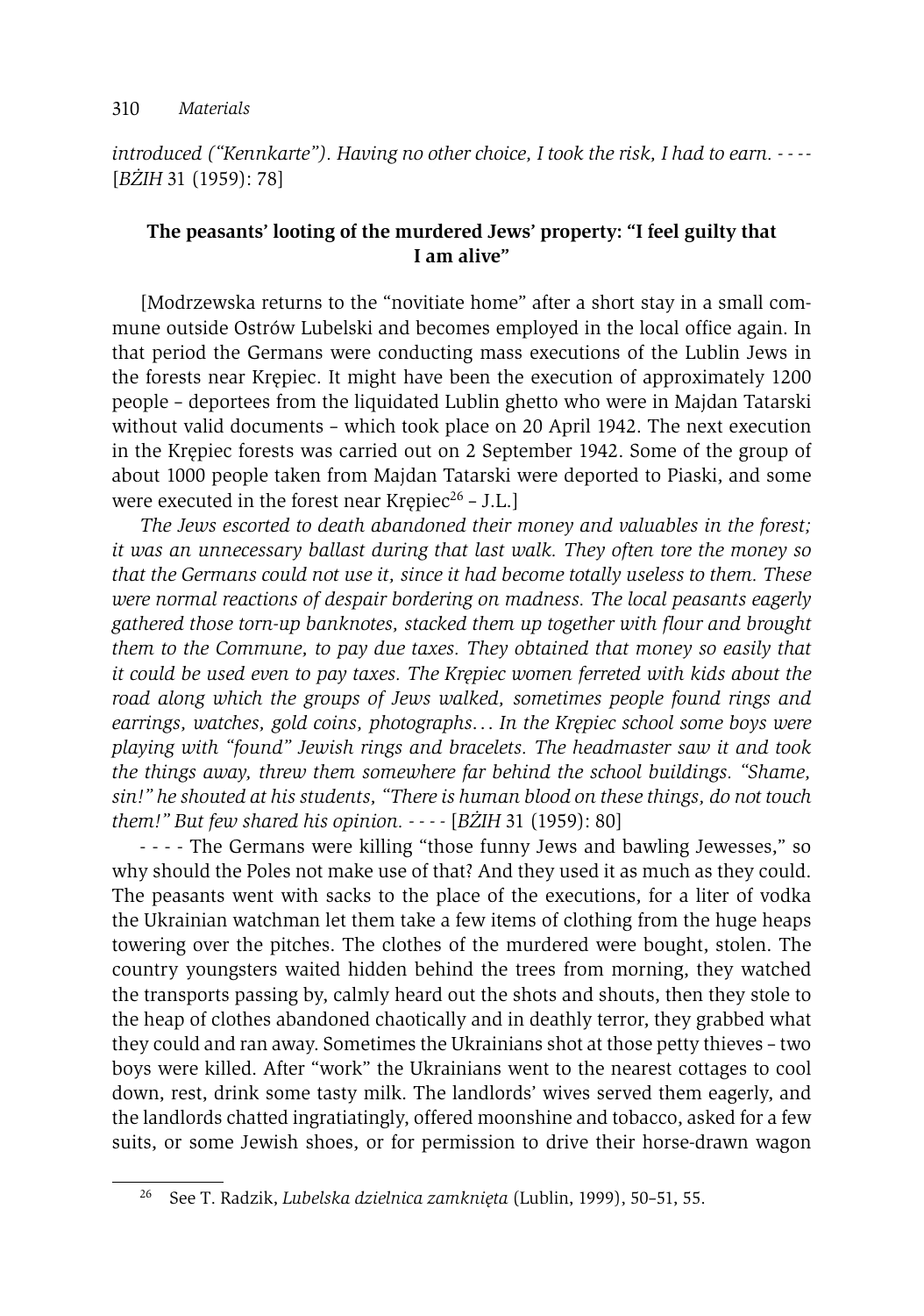*introduced ("Kennkarte"). Having no other choice, I took the risk, I had to earn. - - - -* [*BŻIH* 31 (1959): 78]

### The peasants' looting of the murdered Jews' property: "I feel guilty that I am alive"

[Modrzewska returns to the "novitiate home" after a short stay in a small commune outside Ostrów Lubelski and becomes employed in the local office again. In that period the Germans were conducting mass executions of the Lublin Jews in the forests near Krępiec. It might have been the execution of approximately 1200 people – deportees from the liquidated Lublin ghetto who were in Majdan Tatarski without valid documents – which took place on 20 April 1942. The next execution in the Krępiec forests was carried out on 2 September 1942. Some of the group of about 1000 people taken from Majdan Tatarski were deported to Piaski, and some were executed in the forest near Krępiec[26] – J.L.]

*The Jews escorted to death abandoned their money and valuables in the forest; it was an unnecessary ballast during that last walk. They often tore the money so that the Germans could not use it, since it had become totally useless to them. These were normal reactions of despair bordering on madness. The local peasants eagerly gathered those torn-up banknotes, stacked them up together with flour and brought them to the Commune, to pay due taxes. They obtained that money so easily that it could be used even to pay taxes. The Krępiec women ferreted with kids about the road along which the groups of Jews walked, sometimes people found rings and earrings, watches, gold coins, photographs… In the Krępiec school some boys were playing with "found" Jewish rings and bracelets. The headmaster saw it and took the things away, threw them somewhere far behind the school buildings. "Shame, sin!" he shouted at his students, "There is human blood on these things, do not touch them!" But few shared his opinion. - - - -* [*BŻIH* 31 (1959): 80]

- - - - The Germans were killing "those funny Jews and bawling Jewesses," so why should the Poles not make use of that? And they used it as much as they could. The peasants went with sacks to the place of the executions, for a liter of vodka the Ukrainian watchman let them take a few items of clothing from the huge heaps towering over the pitches. The clothes of the murdered were bought, stolen. The country youngsters waited hidden behind the trees from morning, they watched the transports passing by, calmly heard out the shots and shouts, then they stole to the heap of clothes abandoned chaotically and in deathly terror, they grabbed what they could and ran away. Sometimes the Ukrainians shot at those petty thieves – two boys were killed. After "work" the Ukrainians went to the nearest cottages to cool down, rest, drink some tasty milk. The landlords' wives served them eagerly, and the landlords chatted ingratiatingly, offered moonshine and tobacco, asked for a few suits, or some Jewish shoes, or for permission to drive their horse-drawn wagon

---

[26] See T. Radzik, *Lubelska dzielnica zamknięta* (Lublin, 1999), 50–51, 55.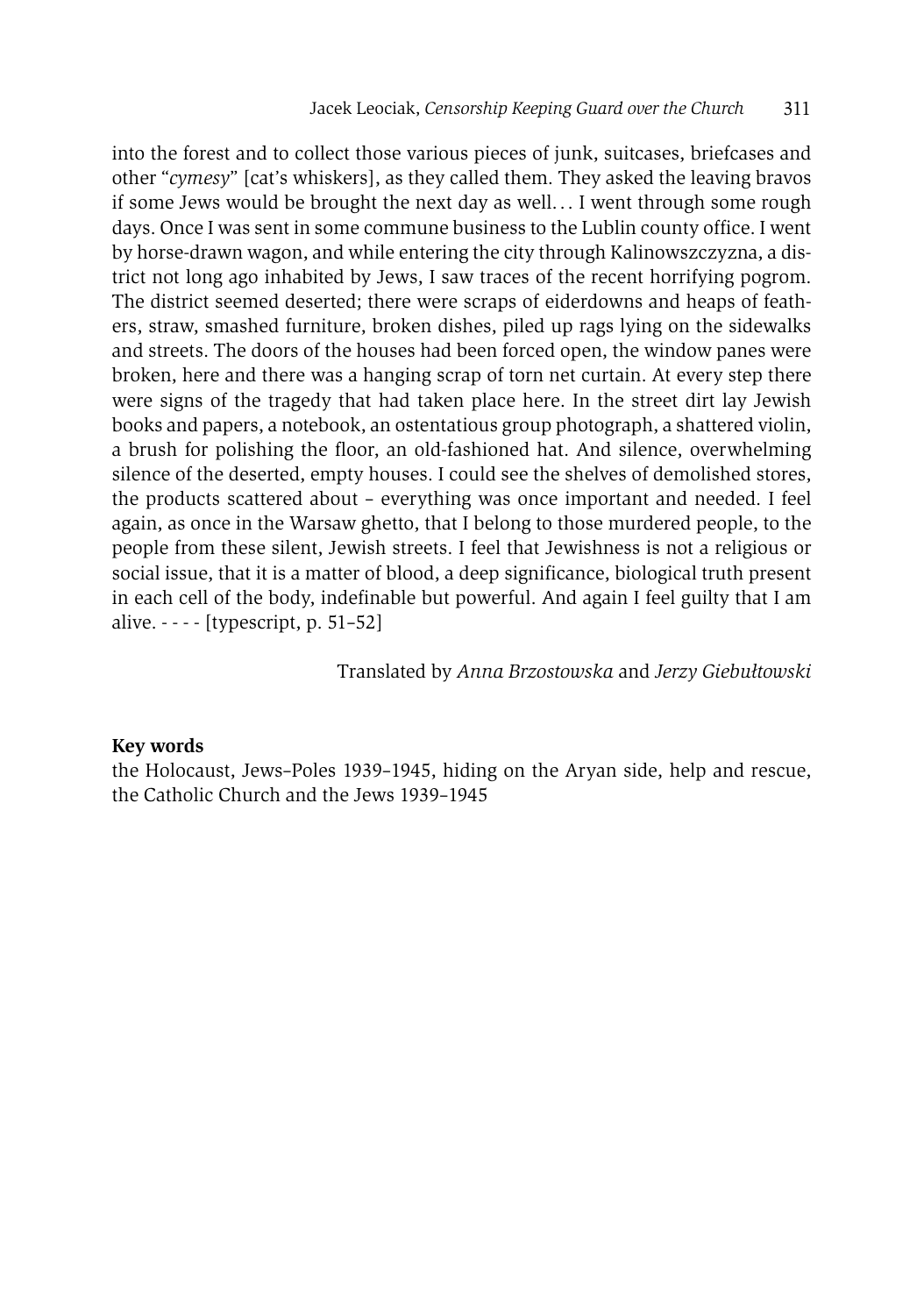into the forest and to collect those various pieces of junk, suitcases, briefcases and other "*cymesy*" [cat's whiskers], as they called them. They asked the leaving bravos if some Jews would be brought the next day as well... I went through some rough days. Once I was sent in some commune business to the Lublin county office. I went by horse-drawn wagon, and while entering the city through Kalinowszczyzna, a district not long ago inhabited by Jews, I saw traces of the recent horrifying pogrom. The district seemed deserted; there were scraps of eiderdowns and heaps of feathers, straw, smashed furniture, broken dishes, piled up rags lying on the sidewalks and streets. The doors of the houses had been forced open, the window panes were broken, here and there was a hanging scrap of torn net curtain. At every step there were signs of the tragedy that had taken place here. In the street dirt lay Jewish books and papers, a notebook, an ostentatious group photograph, a shattered violin, a brush for polishing the floor, an old-fashioned hat. And silence, overwhelming silence of the deserted, empty houses. I could see the shelves of demolished stores, the products scattered about – everything was once important and needed. I feel again, as once in the Warsaw ghetto, that I belong to those murdered people, to the people from these silent, Jewish streets. I feel that Jewishness is not a religious or social issue, that it is a matter of blood, a deep significance, biological truth present in each cell of the body, indefinable but powerful. And again I feel guilty that I am alive. - - - - [typescript, p. 51–52]

Translated by *Anna Brzostowska* and *Jerzy Giebułtowski*

**Key words**

the Holocaust, Jews–Poles 1939–1945, hiding on the Aryan side, help and rescue, the Catholic Church and the Jews 1939–1945